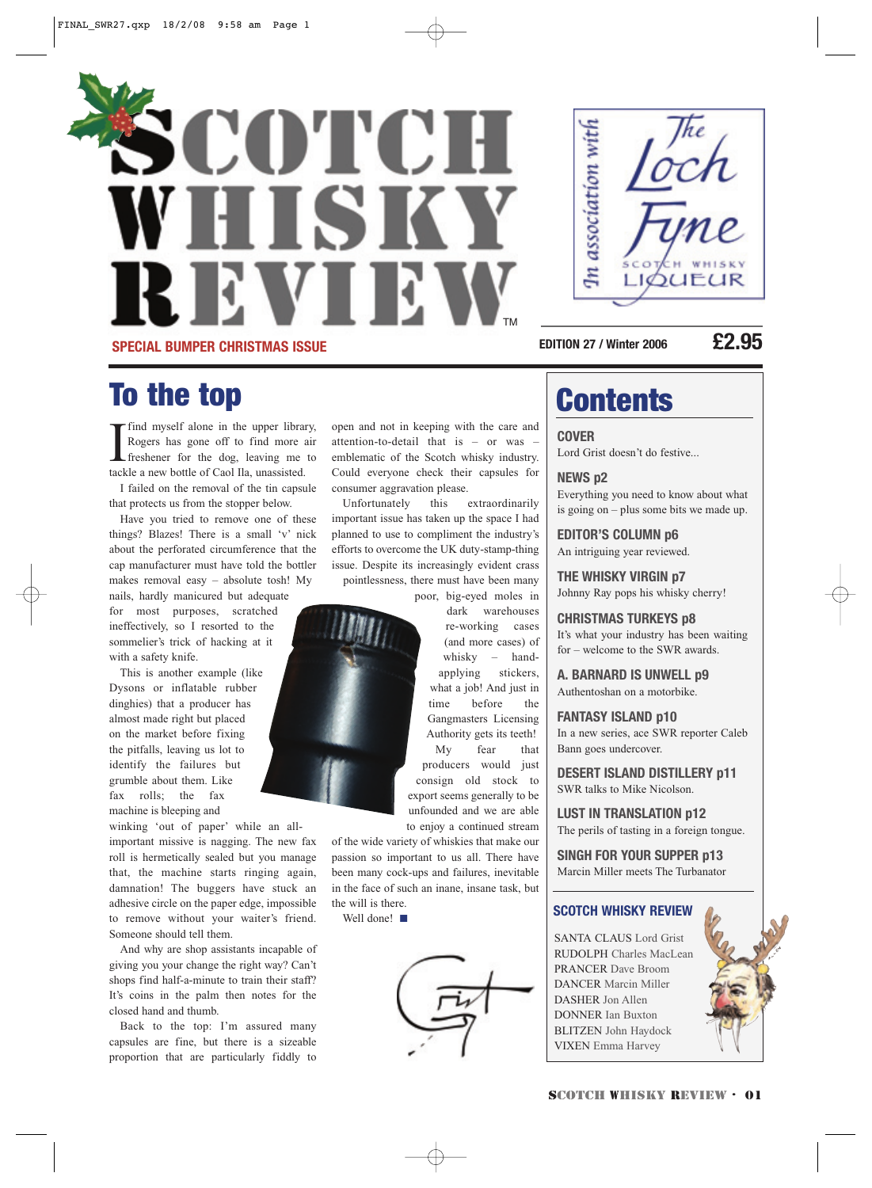# SCOTCH WHISKY REVIEW™

In association with The Loch Fyne Scotch Whisky Liqueur

**SPECIAL BUMPER CHRISTMAS ISSUE**

**EDITION 27 / Winter 2006** **£2.95**

## To the top

I find myself alone in the upper library, Rogers has gone off to find more air freshener for the dog, leaving me to tackle a new bottle of Caol Ila, unassisted.

I failed on the removal of the tin capsule that protects us from the stopper below.

Have you tried to remove one of these things? Blazes! There is a small 'v' nick about the perforated circumference that the cap manufacturer must have told the bottler makes removal easy – absolute tosh! My nails, hardly manicured but adequate for most purposes, scratched ineffectively, so I resorted to the sommelier's trick of hacking at it with a safety knife.

This is another example (like Dysons or inflatable rubber dinghies) that a producer has almost made right but placed on the market before fixing the pitfalls, leaving us lot to identify the failures but grumble about them. Like fax rolls; the fax machine is bleeping and winking 'out of paper' while an all-important missive is nagging. The new fax roll is hermetically sealed but you manage that, the machine starts ringing again, damnation! The buggers have stuck an adhesive circle on the paper edge, impossible to remove without your waiter's friend. Someone should tell them.

And why are shop assistants incapable of giving you your change the right way? Can't shops find half-a-minute to train their staff? It's coins in the palm then notes for the closed hand and thumb.

Back to the top: I'm assured many capsules are fine, but there is a sizeable proportion that are particularly fiddly to open and not in keeping with the care and attention-to-detail that is – or was – emblematic of the Scotch whisky industry. Could everyone check their capsules for consumer aggravation please.

Unfortunately this extraordinarily important issue has taken up the space I had planned to use to compliment the industry's efforts to overcome the UK duty-stamp-thing issue. Despite its increasingly evident crass pointlessness, there must have been many poor, big-eyed moles in dark warehouses re-working cases (and more cases) of whisky – hand-applying stickers, what a job! And just in time before the Gangmasters Licensing Authority gets its teeth!

My fear that producers would just consign old stock to export seems generally to be unfounded and we are able to enjoy a continued stream of the wide variety of whiskies that make our passion so important to us all. There have been many cock-ups and failures, inevitable in the face of such an inane, insane task, but the will is there.

Well done! ■

Grist

## Contents

**COVER**
Lord Grist doesn't do festive...

**NEWS p2**
Everything you need to know about what is going on – plus some bits we made up.

**EDITOR'S COLUMN p6**
An intriguing year reviewed.

**THE WHISKY VIRGIN p7**
Johnny Ray pops his whisky cherry!

**CHRISTMAS TURKEYS p8**
It's what your industry has been waiting for – welcome to the SWR awards.

**A. BARNARD IS UNWELL p9**
Authentoshan on a motorbike.

**FANTASY ISLAND p10**
In a new series, ace SWR reporter Caleb Bann goes undercover.

**DESERT ISLAND DISTILLERY p11**
SWR talks to Mike Nicolson.

**LUST IN TRANSLATION p12**
The perils of tasting in a foreign tongue.

**SINGH FOR YOUR SUPPER p13**
Marcin Miller meets The Turbanator

### SCOTCH WHISKY REVIEW

SANTA CLAUS Lord Grist
RUDOLPH Charles MacLean
PRANCER Dave Broom
DANCER Marcin Miller
DASHER Jon Allen
DONNER Ian Buxton
BLITZEN John Haydock
VIXEN Emma Harvey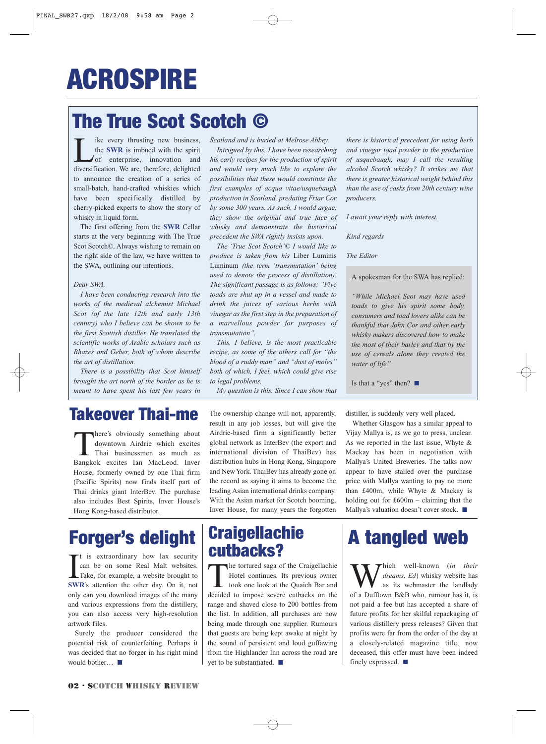# ACROSPIRE

## The True Scot Scotch ©

Like every thrusting new business, the **SWR** is imbued with the spirit of enterprise, innovation and diversification. We are, therefore, delighted to announce the creation of a series of small-batch, hand-crafted whiskies which have been specifically distilled by cherry-picked experts to show the story of whisky in liquid form.

The first offering from the **SWR** Cellar starts at the very beginning with The True Scot Scotch©. Always wishing to remain on the right side of the law, we have written to the SWA, outlining our intentions.

*Dear SWA,*

*I have been conducting research into the works of the medieval alchemist Michael Scot (of the late 12th and early 13th century) who I believe can be shown to be the first Scottish distiller. He translated the scientific works of Arabic scholars such as Rhazes and Geber, both of whom describe the art of distillation.*

*There is a possibility that Scot himself brought the art north of the border as he is meant to have spent his last few years in Scotland and is buried at Melrose Abbey.*

*Intrigued by this, I have been researching his early recipes for the production of spirit and would very much like to explore the possibilities that these would constitute the first examples of acqua vitae/usquebaugh production in Scotland, predating Friar Cor by some 300 years. As such, I would argue, they show the original and true face of whisky and demonstrate the historical precedent the SWA rightly insists upon.*

*The 'True Scot Scotch'© I would like to produce is taken from his* Liber Luminis Luminum *(the term 'transmutation' being used to denote the process of distillation). The significant passage is as follows: "Five toads are shut up in a vessel and made to drink the juices of various herbs with vinegar as the first step in the preparation of a marvellous powder for purposes of transmutation".*

*This, I believe, is the most practicable recipe, as some of the others call for "the blood of a ruddy man" and "dust of moles" both of which, I feel, which could give rise to legal problems.*

*My question is this. Since I can show that there is historical precedent for using herb and vinegar toad powder in the production of usquebaugh, may I call the resulting alcohol Scotch whisky? It strikes me that there is greater historical weight behind this than the use of casks from 20th century wine producers.*

*I await your reply with interest.*

*Kind regards*

*The Editor*

A spokesman for the SWA has replied:

*"While Michael Scot may have used toads to give his spirit some body, consumers and toad lovers alike can be thankful that John Cor and other early whisky makers discovered how to make the most of their barley and that by the use of cereals alone they created the water of life."*

Is that a "yes" then? ■

## Takeover Thai-me

There's obviously something about downtown Airdrie which excites Thai businessmen as much as Bangkok excites Ian MacLeod. Inver House, formerly owned by one Thai firm (Pacific Spirits) now finds itself part of Thai drinks giant InterBev. The purchase also includes Best Spirits, Inver House's Hong Kong-based distributor.

The ownership change will not, apparently, result in any job losses, but will give the Airdrie-based firm a significantly better global network as InterBev (the export and international division of ThaiBev) has distribution hubs in Hong Kong, Singapore and New York. ThaiBev has already gone on the record as saying it aims to become the leading Asian international drinks company. With the Asian market for Scotch booming, Inver House, for many years the forgotten distiller, is suddenly very well placed.

Whether Glasgow has a similar appeal to Vijay Mallya is, as we go to press, unclear. As we reported in the last issue, Whyte & Mackay has been in negotiation with Mallya's United Breweries. The talks now appear to have stalled over the purchase price with Mallya wanting to pay no more than £400m, while Whyte & Mackay is holding out for £600m – claiming that the Mallya's valuation doesn't cover stock. ■

## Forger's delight

It is extraordinary how lax security can be on some Real Malt websites. Take, for example, a website brought to **SWR**'s attention the other day. On it, not only can you download images of the many and various expressions from the distillery, you can also access very high-resolution artwork files.

Surely the producer considered the potential risk of counterfeiting. Perhaps it was decided that no forger in his right mind would bother… ■

## Craigellachie cutbacks?

The tortured saga of the Craigellachie Hotel continues. Its previous owner took one look at the Quaich Bar and decided to impose severe cutbacks on the range and shaved close to 200 bottles from the list. In addition, all purchases are now being made through one supplier. Rumours that guests are being kept awake at night by the sound of persistent and loud guffawing from the Highlander Inn across the road are yet to be substantiated. ■

## A tangled web

Which well-known (*in their dreams, Ed*) whisky website has as its webmaster the landlady of a Dufftown B&B who, rumour has it, is not paid a fee but has accepted a share of future profits for her skilful repackaging of various distillery press releases? Given that profits were far from the order of the day at a closely-related magazine title, now deceased, this offer must have been indeed finely expressed. ■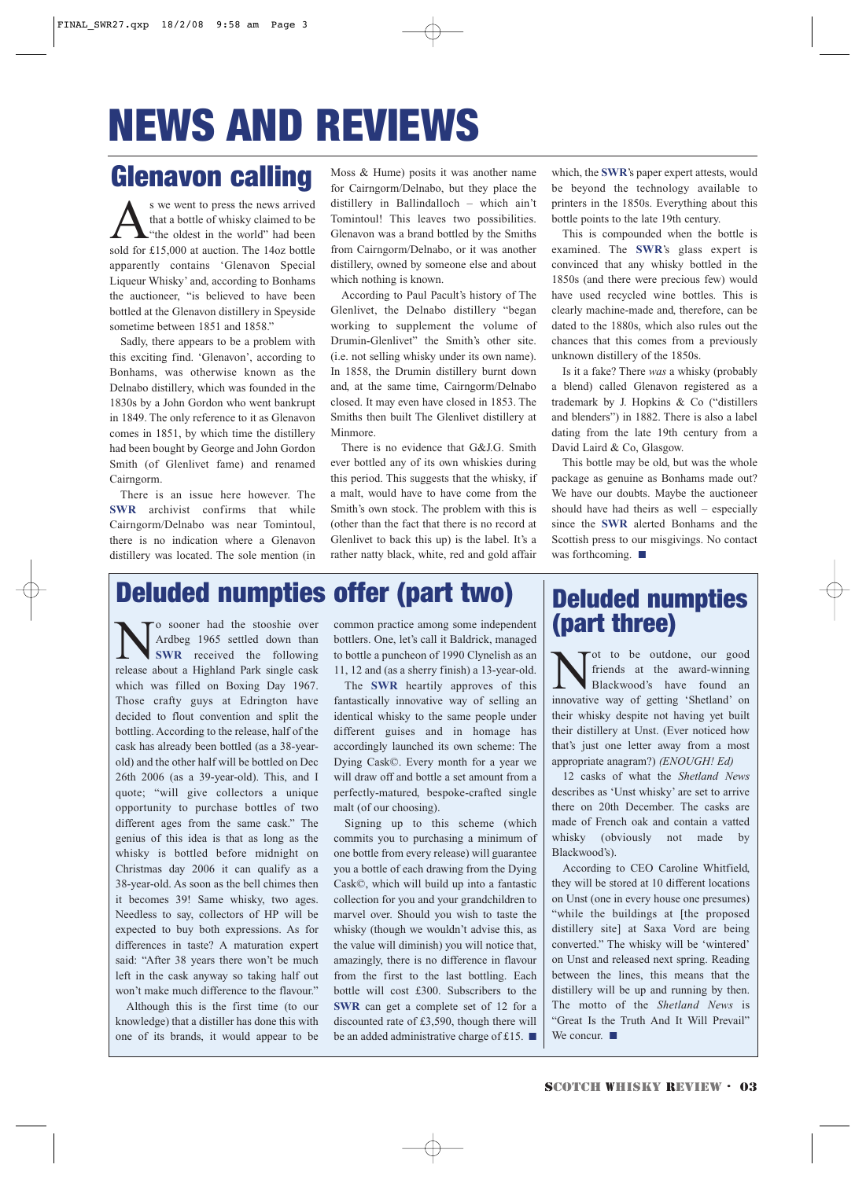# NEWS AND REVIEWS

## Glenavon calling

As we went to press the news arrived that a bottle of whisky claimed to be "the oldest in the world" had been sold for £15,000 at auction. The 14oz bottle apparently contains 'Glenavon Special Liqueur Whisky' and, according to Bonhams the auctioneer, "is believed to have been bottled at the Glenavon distillery in Speyside sometime between 1851 and 1858."

Sadly, there appears to be a problem with this exciting find. 'Glenavon', according to Bonhams, was otherwise known as the Delnabo distillery, which was founded in the 1830s by a John Gordon who went bankrupt in 1849. The only reference to it as Glenavon comes in 1851, by which time the distillery had been bought by George and John Gordon Smith (of Glenlivet fame) and renamed Cairngorm.

There is an issue here however. The **SWR** archivist confirms that while Cairngorm/Delnabo was near Tomintoul, there is no indication where a Glenavon distillery was located. The sole mention (in Moss & Hume) posits it was another name for Cairngorm/Delnabo, but they place the distillery in Ballindalloch – which ain't Tomintoul! This leaves two possibilities. Glenavon was a brand bottled by the Smiths from Cairngorm/Delnabo, or it was another distillery, owned by someone else and about which nothing is known.

According to Paul Pacult's history of The Glenlivet, the Delnabo distillery "began working to supplement the volume of Drumin-Glenlivet" the Smith's other site. (i.e. not selling whisky under its own name). In 1858, the Drumin distillery burnt down and, at the same time, Cairngorm/Delnabo closed. It may even have closed in 1853. The Smiths then built The Glenlivet distillery at Minmore.

There is no evidence that G&J.G. Smith ever bottled any of its own whiskies during this period. This suggests that the whisky, if a malt, would have to have come from the Smith's own stock. The problem with this is (other than the fact that there is no record at Glenlivet to back this up) is the label. It's a rather natty black, white, red and gold affair which, the **SWR**'s paper expert attests, would be beyond the technology available to printers in the 1850s. Everything about this bottle points to the late 19th century.

This is compounded when the bottle is examined. The **SWR**'s glass expert is convinced that any whisky bottled in the 1850s (and there were precious few) would have used recycled wine bottles. This is clearly machine-made and, therefore, can be dated to the 1880s, which also rules out the chances that this comes from a previously unknown distillery of the 1850s.

Is it a fake? There *was* a whisky (probably a blend) called Glenavon registered as a trademark by J. Hopkins & Co ("distillers and blenders") in 1882. There is also a label dating from the late 19th century from a David Laird & Co, Glasgow.

This bottle may be old, but was the whole package as genuine as Bonhams made out? We have our doubts. Maybe the auctioneer should have had theirs as well – especially since the **SWR** alerted Bonhams and the Scottish press to our misgivings. No contact was forthcoming. ■

## Deluded numpties offer (part two)

No sooner had the stooshie over Ardbeg 1965 settled down than **SWR** received the following release about a Highland Park single cask which was filled on Boxing Day 1967. Those crafty guys at Edrington have decided to flout convention and split the bottling. According to the release, half of the cask has already been bottled (as a 38-year-old) and the other half will be bottled on Dec 26th 2006 (as a 39-year-old). This, and I quote; "will give collectors a unique opportunity to purchase bottles of two different ages from the same cask." The genius of this idea is that as long as the whisky is bottled before midnight on Christmas day 2006 it can qualify as a 38-year-old. As soon as the bell chimes then it becomes 39! Same whisky, two ages. Needless to say, collectors of HP will be expected to buy both expressions. As for differences in taste? A maturation expert said: "After 38 years there won't be much left in the cask anyway so taking half out won't make much difference to the flavour."

Although this is the first time (to our knowledge) that a distiller has done this with one of its brands, it would appear to be common practice among some independent bottlers. One, let's call it Baldrick, managed to bottle a puncheon of 1990 Clynelish as an 11, 12 and (as a sherry finish) a 13-year-old.

The **SWR** heartily approves of this fantastically innovative way of selling an identical whisky to the same people under different guises and in homage has accordingly launched its own scheme: The Dying Cask©. Every month for a year we will draw off and bottle a set amount from a perfectly-matured, bespoke-crafted single malt (of our choosing).

Signing up to this scheme (which commits you to purchasing a minimum of one bottle from every release) will guarantee you a bottle of each drawing from the Dying Cask©, which will build up into a fantastic collection for you and your grandchildren to marvel over. Should you wish to taste the whisky (though we wouldn't advise this, as the value will diminish) you will notice that, amazingly, there is no difference in flavour from the first to the last bottling. Each bottle will cost £300. Subscribers to the **SWR** can get a complete set of 12 for a discounted rate of £3,590, though there will be an added administrative charge of £15. ■

## Deluded numpties (part three)

Not to be outdone, our good friends at the award-winning Blackwood's have found an innovative way of getting 'Shetland' on their whisky despite not having yet built their distillery at Unst. (Ever noticed how that's just one letter away from a most appropriate anagram?) *(ENOUGH! Ed)*

12 casks of what the *Shetland News* describes as 'Unst whisky' are set to arrive there on 20th December. The casks are made of French oak and contain a vatted whisky (obviously not made by Blackwood's).

According to CEO Caroline Whitfield, they will be stored at 10 different locations on Unst (one in every house one presumes) "while the buildings at [the proposed distillery site] at Saxa Vord are being converted." The whisky will be 'wintered' on Unst and released next spring. Reading between the lines, this means that the distillery will be up and running by then. The motto of the *Shetland News* is "Great Is the Truth And It Will Prevail" We concur. ■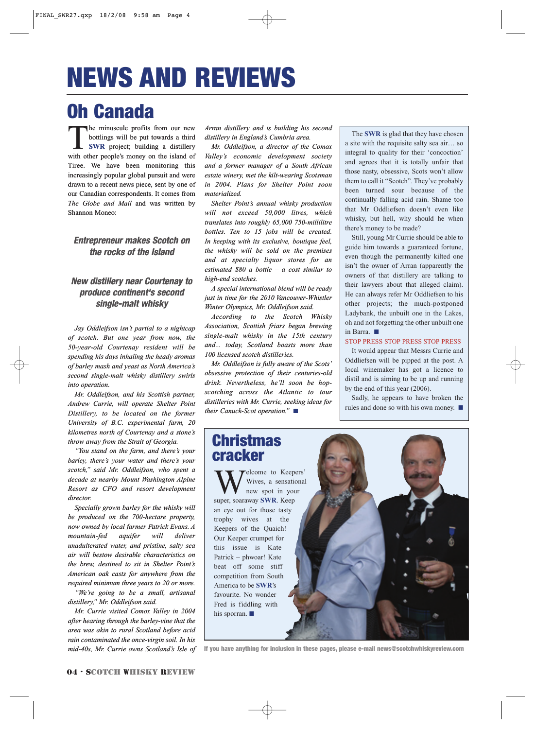# NEWS AND REVIEWS

## Oh Canada

The minuscule profits from our new bottlings will be put towards a third **SWR** project; building a distillery with other people's money on the island of Tiree. We have been monitoring this increasingly popular global pursuit and were drawn to a recent news piece, sent by one of our Canadian correspondents. It comes from *The Globe and Mail* and was written by Shannon Moneo:

### *Entrepreneur makes Scotch on the rocks of the Island*

### *New distillery near Courtenay to produce continent's second single-malt whisky*

*Jay Oddleifson isn't partial to a nightcap of scotch. But one year from now, the 50-year-old Courtenay resident will be spending his days inhaling the heady aromas of barley mash and yeast as North America's second single-malt whisky distillery swirls into operation.*

*Mr. Oddleifson, and his Scottish partner, Andrew Currie, will operate Shelter Point Distillery, to be located on the former University of B.C. experimental farm, 20 kilometres north of Courtenay and a stone's throw away from the Strait of Georgia.*

*"You stand on the farm, and there's your barley, there's your water and there's your scotch," said Mr. Oddleifson, who spent a decade at nearby Mount Washington Alpine Resort as CFO and resort development director.*

*Specially grown barley for the whisky will be produced on the 700-hectare property, now owned by local farmer Patrick Evans. A mountain-fed aquifer will deliver unadulterated water, and pristine, salty sea air will bestow desirable characteristics on the brew, destined to sit in Shelter Point's American oak casks for anywhere from the required minimum three years to 20 or more.*

*"We're going to be a small, artisanal distillery," Mr. Oddleifson said.*

*Mr. Currie visited Comox Valley in 2004 after hearing through the barley-vine that the area was akin to rural Scotland before acid rain contaminated the once-virgin soil. In his mid-40s, Mr. Currie owns Scotland's Isle of Arran distillery and is building his second distillery in England's Cumbria area.*

*Mr. Oddleifson, a director of the Comox Valley's economic development society and a former manager of a South African estate winery, met the kilt-wearing Scotsman in 2004. Plans for Shelter Point soon materialized.*

*Shelter Point's annual whisky production will not exceed 50,000 litres, which translates into roughly 65,000 750-millilitre bottles. Ten to 15 jobs will be created. In keeping with its exclusive, boutique feel, the whisky will be sold on the premises and at specialty liquor stores for an estimated $80 a bottle – a cost similar to high-end scotches.*

*A special international blend will be ready just in time for the 2010 Vancouver-Whistler Winter Olympics, Mr. Oddleifson said.*

*According to the Scotch Whisky Association, Scottish friars began brewing single-malt whisky in the 15th century and... today, Scotland boasts more than 100 licensed scotch distilleries.*

*Mr. Oddleifson is fully aware of the Scots' obsessive protection of their centuries-old drink. Nevertheless, he'll soon be hop-scotching across the Atlantic to tour distilleries with Mr. Currie, seeking ideas for their Canuck-Scot operation."* ■

The **SWR** is glad that they have chosen a site with the requisite salty sea air… so integral to quality for their 'concoction' and agrees that it is totally unfair that those nasty, obsessive, Scots won't allow them to call it "Scotch". They've probably been turned sour because of the continually falling acid rain. Shame too that Mr Oddliefsen doesn't even like whisky, but hell, why should he when there's money to be made?

Still, young Mr Currie should be able to guide him towards a guaranteed fortune, even though the permanently kilted one isn't the owner of Arran (apparently the owners of that distillery are talking to their lawyers about that alleged claim). He can always refer Mr Oddliefsen to his other projects; the much-postponed Ladybank, the unbuilt one in the Lakes, oh and not forgetting the other unbuilt one in Barra. ■

STOP PRESS STOP PRESS STOP PRESS

It would appear that Messrs Currie and Oddliefsen will be pipped at the post. A local winemaker has got a licence to distil and is aiming to be up and running by the end of this year (2006).

Sadly, he appears to have broken the rules and done so with his own money. ■

## Christmas cracker

Welcome to Keepers' Wives, a sensational new spot in your super, soaraway **SWR**. Keep an eye out for those tasty trophy wives at the Keepers of the Quaich! Our Keeper crumpet for this issue is Kate Patrick – phwoar! Kate beat off some stiff competition from South America to be **SWR**'s favourite. No wonder Fred is fiddling with his sporran. ■

**If you have anything for inclusion in these pages, please e-mail news@scotchwhiskyreview.com**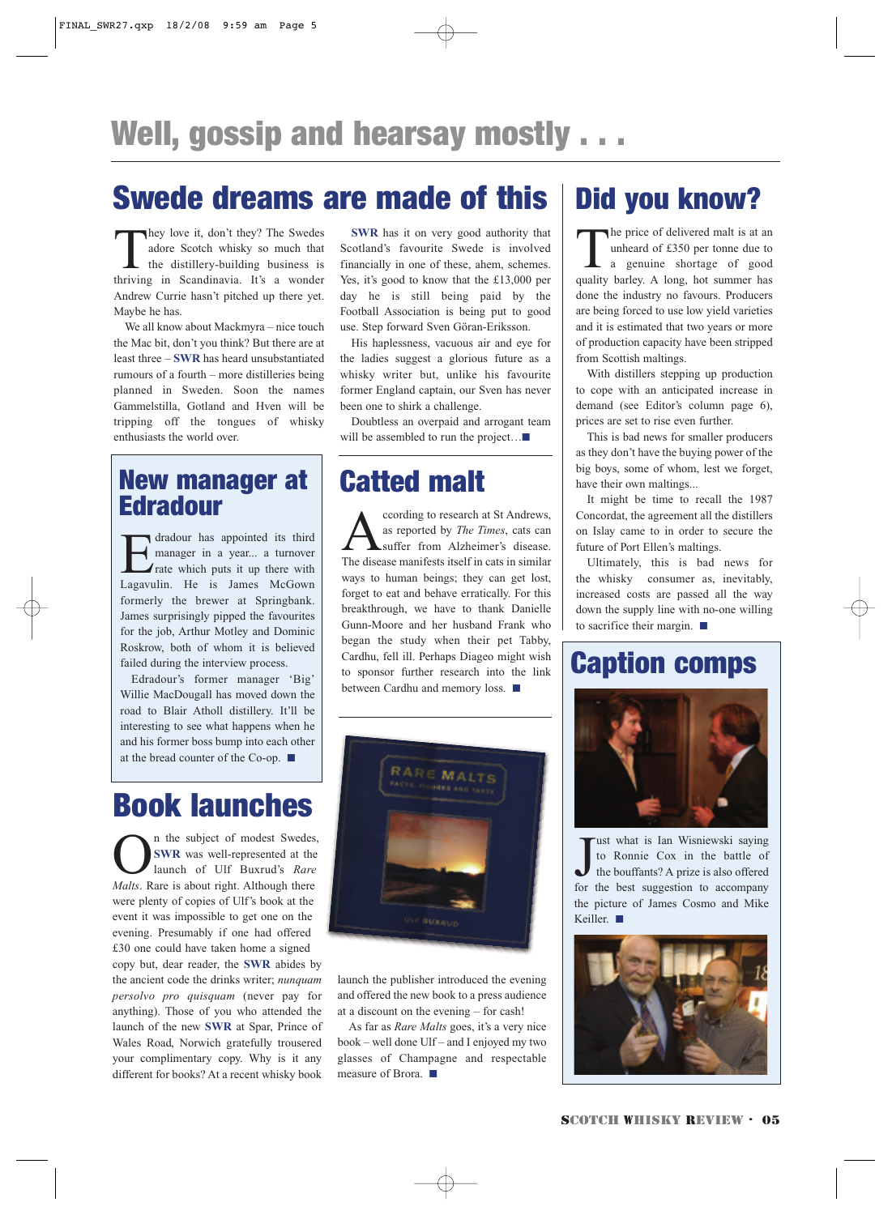# Well, gossip and hearsay mostly . . .

## Swede dreams are made of this

They love it, don't they? The Swedes adore Scotch whisky so much that the distillery-building business is thriving in Scandinavia. It's a wonder Andrew Currie hasn't pitched up there yet. Maybe he has.

We all know about Mackmyra – nice touch the Mac bit, don't you think? But there are at least three – **SWR** has heard unsubstantiated rumours of a fourth – more distilleries being planned in Sweden. Soon the names Gammelstilla, Gotland and Hven will be tripping off the tongues of whisky enthusiasts the world over.

**SWR** has it on very good authority that Scotland's favourite Swede is involved financially in one of these, ahem, schemes. Yes, it's good to know that the £13,000 per day he is still being paid by the Football Association is being put to good use. Step forward Sven Göran-Eriksson.

His haplessness, vacuous air and eye for the ladies suggest a glorious future as a whisky writer but, unlike his favourite former England captain, our Sven has never been one to shirk a challenge.

Doubtless an overpaid and arrogant team will be assembled to run the project…■

## New manager at Edradour

Edradour has appointed its third manager in a year... a turnover rate which puts it up there with Lagavulin. He is James McGown formerly the brewer at Springbank. James surprisingly pipped the favourites for the job, Arthur Motley and Dominic Roskrow, both of whom it is believed failed during the interview process.

Edradour's former manager 'Big' Willie MacDougall has moved down the road to Blair Atholl distillery. It'll be interesting to see what happens when he and his former boss bump into each other at the bread counter of the Co-op. ■

## Book launches

On the subject of modest Swedes, **SWR** was well-represented at the launch of Ulf Buxrud's *Rare Malts*. Rare is about right. Although there were plenty of copies of Ulf's book at the event it was impossible to get one on the evening. Presumably if one had offered £30 one could have taken home a signed copy but, dear reader, the **SWR** abides by the ancient code the drinks writer; *nunquam persolvo pro quisquam* (never pay for anything). Those of you who attended the launch of the new **SWR** at Spar, Prince of Wales Road, Norwich gratefully trousered your complimentary copy. Why is it any different for books? At a recent whisky book launch the publisher introduced the evening and offered the new book to a press audience at a discount on the evening – for cash!

As far as *Rare Malts* goes, it's a very nice book – well done Ulf – and I enjoyed my two glasses of Champagne and respectable measure of Brora. ■

## Catted malt

According to research at St Andrews, as reported by *The Times*, cats can suffer from Alzheimer's disease. The disease manifests itself in cats in similar ways to human beings; they can get lost, forget to eat and behave erratically. For this breakthrough, we have to thank Danielle Gunn-Moore and her husband Frank who began the study when their pet Tabby, Cardhu, fell ill. Perhaps Diageo might wish to sponsor further research into the link between Cardhu and memory loss. ■

## Did you know?

The price of delivered malt is at an unheard of £350 per tonne due to a genuine shortage of good quality barley. A long, hot summer has done the industry no favours. Producers are being forced to use low yield varieties and it is estimated that two years or more of production capacity have been stripped from Scottish maltings.

With distillers stepping up production to cope with an anticipated increase in demand (see Editor's column page 6), prices are set to rise even further.

This is bad news for smaller producers as they don't have the buying power of the big boys, some of whom, lest we forget, have their own maltings...

It might be time to recall the 1987 Concordat, the agreement all the distillers on Islay came to in order to secure the future of Port Ellen's maltings.

Ultimately, this is bad news for the whisky consumer as, inevitably, increased costs are passed all the way down the supply line with no-one willing to sacrifice their margin. ■

## Caption comps

Just what is Ian Wisniewski saying to Ronnie Cox in the battle of the bouffants? A prize is also offered for the best suggestion to accompany the picture of James Cosmo and Mike Keiller. ■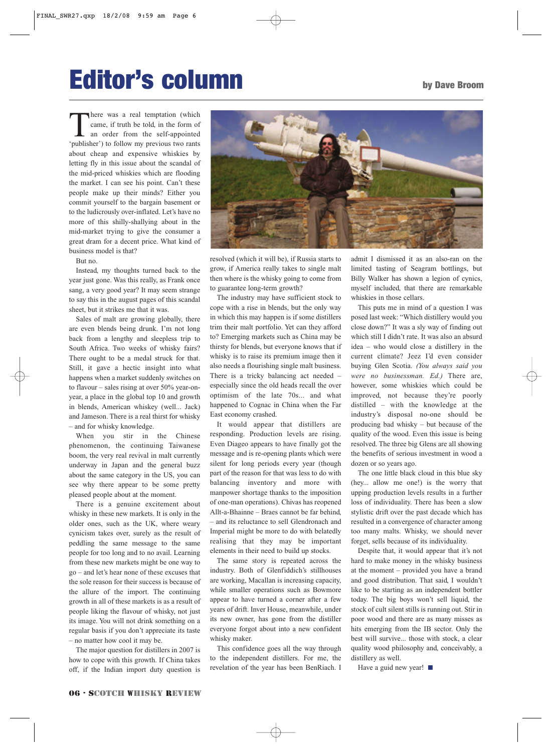# Editor's column

**by Dave Broom**

There was a real temptation (which came, if truth be told, in the form of an order from the self-appointed 'publisher') to follow my previous two rants about cheap and expensive whiskies by letting fly in this issue about the scandal of the mid-priced whiskies which are flooding the market. I can see his point. Can't these people make up their minds? Either you commit yourself to the bargain basement or to the ludicrously over-inflated. Let's have no more of this shilly-shallying about in the mid-market trying to give the consumer a great dram for a decent price. What kind of business model is that?

But no.

Instead, my thoughts turned back to the year just gone. Was this really, as Frank once sang, a very good year? It may seem strange to say this in the august pages of this scandal sheet, but it strikes me that it was.

Sales of malt are growing globally, there are even blends being drunk. I'm not long back from a lengthy and sleepless trip to South Africa. Two weeks of whisky fairs? There ought to be a medal struck for that. Still, it gave a hectic insight into what happens when a market suddenly switches on to flavour – sales rising at over 50% year-on-year, a place in the global top 10 and growth in blends, American whiskey (well... Jack) and Jameson. There is a real thirst for whisky – and for whisky knowledge.

When you stir in the Chinese phenomenon, the continuing Taiwanese boom, the very real revival in malt currently underway in Japan and the general buzz about the same category in the US, you can see why there appear to be some pretty pleased people about at the moment.

There is a genuine excitement about whisky in these new markets. It is only in the older ones, such as the UK, where weary cynicism takes over, surely as the result of peddling the same message to the same people for too long and to no avail. Learning from these new markets might be one way to go – and let's hear none of these excuses that the sole reason for their success is because of the allure of the import. The continuing growth in all of these markets is as a result of people liking the flavour of whisky, not just its image. You will not drink something on a regular basis if you don't appreciate its taste – no matter how cool it may be.

The major question for distillers in 2007 is how to cope with this growth. If China takes off, if the Indian import duty question is resolved (which it will be), if Russia starts to grow, if America really takes to single malt then where is the whisky going to come from to guarantee long-term growth?

The industry may have sufficient stock to cope with a rise in blends, but the only way in which this may happen is if some distillers trim their malt portfolio. Yet can they afford to? Emerging markets such as China may be thirsty for blends, but everyone knows that if whisky is to raise its premium image then it also needs a flourishing single malt business. There is a tricky balancing act needed – especially since the old heads recall the over optimism of the late 70s... and what happened to Cognac in China when the Far East economy crashed.

It would appear that distillers are responding. Production levels are rising. Even Diageo appears to have finally got the message and is re-opening plants which were silent for long periods every year (though part of the reason for that was less to do with balancing inventory and more with manpower shortage thanks to the imposition of one-man operations). Chivas has reopened Allt-a-Bhainne – Braes cannot be far behind, – and its reluctance to sell Glendronach and Imperial might be more to do with belatedly realising that they may be important elements in their need to build up stocks.

The same story is repeated across the industry. Both of Glenfiddich's stillhouses are working, Macallan is increasing capacity, while smaller operations such as Bowmore appear to have turned a corner after a few years of drift. Inver House, meanwhile, under its new owner, has gone from the distiller everyone forgot about into a new confident whisky maker.

This confidence goes all the way through to the independent distillers. For me, the revelation of the year has been BenRiach. I admit I dismissed it as an also-ran on the limited tasting of Seagram bottlings, but Billy Walker has shown a legion of cynics, myself included, that there are remarkable whiskies in those cellars.

This puts me in mind of a question I was posed last week: "Which distillery would you close down?" It was a sly way of finding out which still I didn't rate. It was also an absurd idea – who would close a distillery in the current climate? Jeez I'd even consider buying Glen Scotia. *(You always said you were no businessman. Ed.)* There are, however, some whiskies which could be improved, not because they're poorly distilled – with the knowledge at the industry's disposal no-one should be producing bad whisky – but because of the quality of the wood. Even this issue is being resolved. The three big Glens are all showing the benefits of serious investment in wood a dozen or so years ago.

The one little black cloud in this blue sky (hey... allow me one!) is the worry that upping production levels results in a further loss of individuality. There has been a slow stylistic drift over the past decade which has resulted in a convergence of character among too many malts. Whisky, we should never forget, sells because of its individuality.

Despite that, it would appear that it's not hard to make money in the whisky business at the moment – provided you have a brand and good distribution. That said, I wouldn't like to be starting as an independent bottler today. The big boys won't sell liquid, the stock of cult silent stills is running out. Stir in poor wood and there are as many misses as hits emerging from the IB sector. Only the best will survive... those with stock, a clear quality wood philosophy and, conceivably, a distillery as well.

Have a guid new year! ■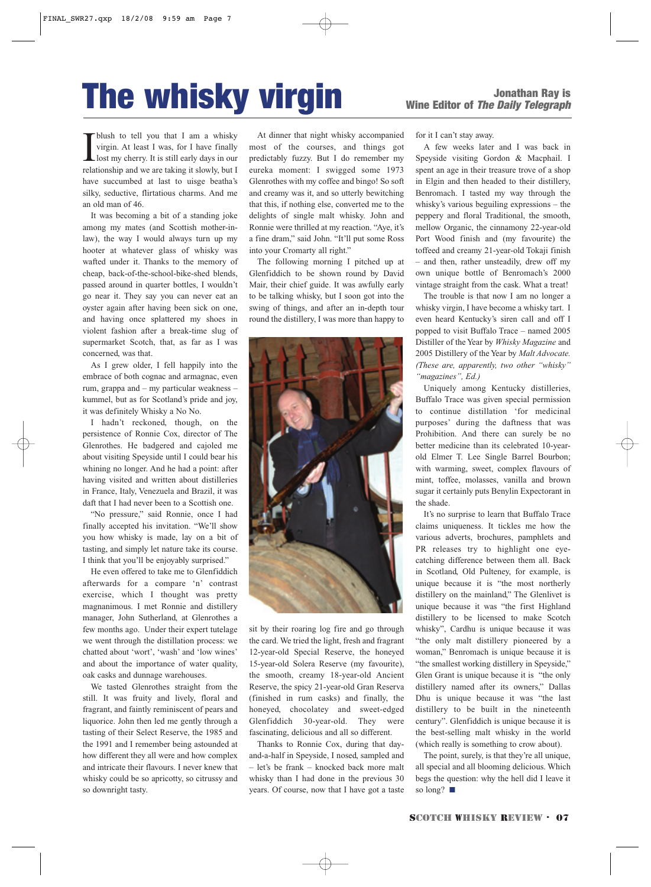# The whisky virgin

**Jonathan Ray is Wine Editor of *The Daily Telegraph***

I blush to tell you that I am a whisky virgin. At least I was, for I have finally lost my cherry. It is still early days in our relationship and we are taking it slowly, but I have succumbed at last to uisge beatha's silky, seductive, flirtatious charms. And me an old man of 46.

It was becoming a bit of a standing joke among my mates (and Scottish mother-in-law), the way I would always turn up my hooter at whatever glass of whisky was wafted under it. Thanks to the memory of cheap, back-of-the-school-bike-shed blends, passed around in quarter bottles, I wouldn't go near it. They say you can never eat an oyster again after having been sick on one, and having once splattered my shoes in violent fashion after a break-time slug of supermarket Scotch, that, as far as I was concerned, was that.

As I grew older, I fell happily into the embrace of both cognac and armagnac, even rum, grappa and – my particular weakness – kummel, but as for Scotland's pride and joy, it was definitely Whisky a No No.

I hadn't reckoned, though, on the persistence of Ronnie Cox, director of The Glenrothes. He badgered and cajoled me about visiting Speyside until I could bear his whining no longer. And he had a point: after having visited and written about distilleries in France, Italy, Venezuela and Brazil, it was daft that I had never been to a Scottish one.

"No pressure," said Ronnie, once I had finally accepted his invitation. "We'll show you how whisky is made, lay on a bit of tasting, and simply let nature take its course. I think that you'll be enjoyably surprised."

He even offered to take me to Glenfiddich afterwards for a compare 'n' contrast exercise, which I thought was pretty magnanimous. I met Ronnie and distillery manager, John Sutherland, at Glenrothes a few months ago. Under their expert tutelage we went through the distillation process: we chatted about 'wort', 'wash' and 'low wines' and about the importance of water quality, oak casks and dunnage warehouses.

We tasted Glenrothes straight from the still. It was fruity and lively, floral and fragrant, and faintly reminiscent of pears and liquorice. John then led me gently through a tasting of their Select Reserve, the 1985 and the 1991 and I remember being astounded at how different they all were and how complex and intricate their flavours. I never knew that whisky could be so apricotty, so citrussy and so downright tasty.

At dinner that night whisky accompanied most of the courses, and things got predictably fuzzy. But I do remember my eureka moment: I swigged some 1973 Glenrothes with my coffee and bingo! So soft and creamy was it, and so utterly bewitching that this, if nothing else, converted me to the delights of single malt whisky. John and Ronnie were thrilled at my reaction. "Aye, it's a fine dram," said John. "It'll put some Ross into your Cromarty all right."

The following morning I pitched up at Glenfiddich to be shown round by David Mair, their chief guide. It was awfully early to be talking whisky, but I soon got into the swing of things, and after an in-depth tour round the distillery, I was more than happy to sit by their roaring log fire and go through the card. We tried the light, fresh and fragrant 12-year-old Special Reserve, the honeyed 15-year-old Solera Reserve (my favourite), the smooth, creamy 18-year-old Ancient Reserve, the spicy 21-year-old Gran Reserva (finished in rum casks) and finally, the honeyed, chocolatey and sweet-edged Glenfiddich 30-year-old. They were fascinating, delicious and all so different.

Thanks to Ronnie Cox, during that day-and-a-half in Speyside, I nosed, sampled and – let's be frank – knocked back more malt whisky than I had done in the previous 30 years. Of course, now that I have got a taste for it I can't stay away.

A few weeks later and I was back in Speyside visiting Gordon & Macphail. I spent an age in their treasure trove of a shop in Elgin and then headed to their distillery, Benromach. I tasted my way through the whisky's various beguiling expressions – the peppery and floral Traditional, the smooth, mellow Organic, the cinnamony 22-year-old Port Wood finish and (my favourite) the toffeed and creamy 21-year-old Tokaji finish – and then, rather unsteadily, drew off my own unique bottle of Benromach's 2000 vintage straight from the cask. What a treat!

The trouble is that now I am no longer a whisky virgin, I have become a whisky tart. I even heard Kentucky's siren call and off I popped to visit Buffalo Trace – named 2005 Distiller of the Year by *Whisky Magazine* and 2005 Distillery of the Year by *Malt Advocate. (These are, apparently, two other "whisky" "magazines", Ed.)*

Uniquely among Kentucky distilleries, Buffalo Trace was given special permission to continue distillation 'for medicinal purposes' during the daftness that was Prohibition. And there can surely be no better medicine than its celebrated 10-year-old Elmer T. Lee Single Barrel Bourbon; with warming, sweet, complex flavours of mint, toffee, molasses, vanilla and brown sugar it certainly puts Benylin Expectorant in the shade.

It's no surprise to learn that Buffalo Trace claims uniqueness. It tickles me how the various adverts, brochures, pamphlets and PR releases try to highlight one eye-catching difference between them all. Back in Scotland, Old Pulteney, for example, is unique because it is "the most northerly distillery on the mainland," The Glenlivet is unique because it was "the first Highland distillery to be licensed to make Scotch whisky", Cardhu is unique because it was "the only malt distillery pioneered by a woman," Benromach is unique because it is "the smallest working distillery in Speyside," Glen Grant is unique because it is "the only distillery named after its owners," Dallas Dhu is unique because it was "the last distillery to be built in the nineteenth century". Glenfiddich is unique because it is the best-selling malt whisky in the world (which really is something to crow about).

The point, surely, is that they're all unique, all special and all blooming delicious. Which begs the question: why the hell did I leave it so long? ■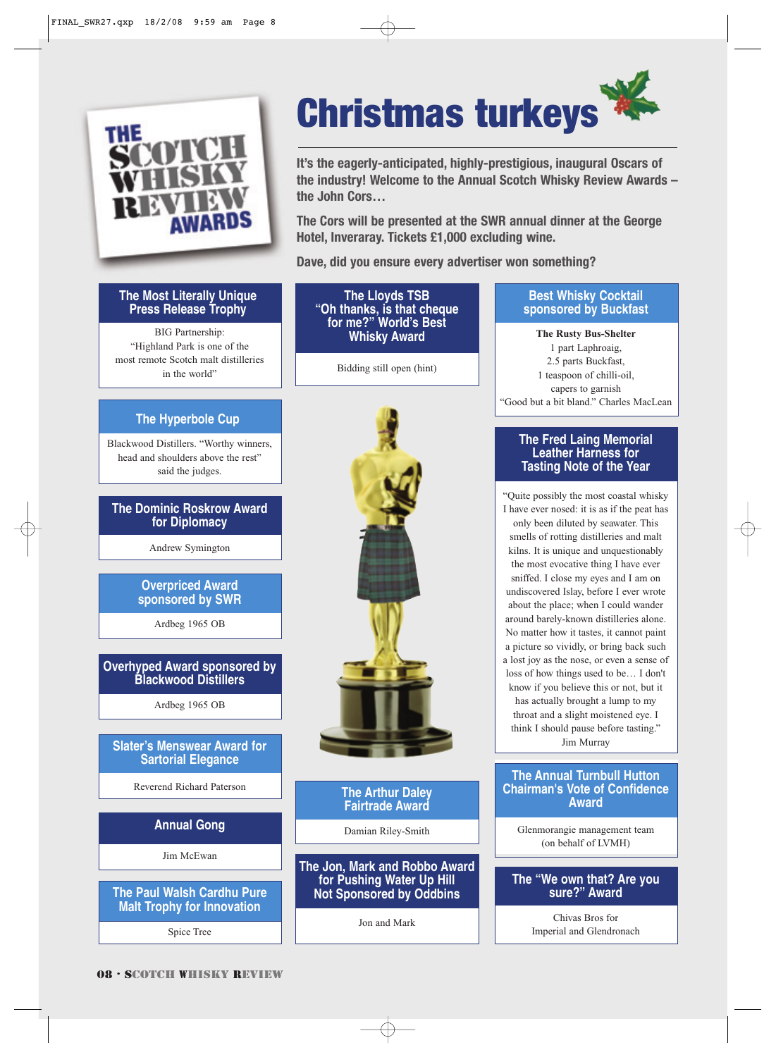# Christmas turkeys

**It's the eagerly-anticipated, highly-prestigious, inaugural Oscars of the industry! Welcome to the Annual Scotch Whisky Review Awards – the John Cors…**

**The Cors will be presented at the SWR annual dinner at the George Hotel, Inveraray. Tickets £1,000 excluding wine.**

**Dave, did you ensure every advertiser won something?**

### The Most Literally Unique Press Release Trophy

BIG Partnership: "Highland Park is one of the most remote Scotch malt distilleries in the world"

### The Hyperbole Cup

Blackwood Distillers. "Worthy winners, head and shoulders above the rest" said the judges.

### The Dominic Roskrow Award for Diplomacy

Andrew Symington

### Overpriced Award sponsored by SWR

Ardbeg 1965 OB

### Overhyped Award sponsored by Blackwood Distillers

Ardbeg 1965 OB

### Slater's Menswear Award for Sartorial Elegance

Reverend Richard Paterson

### Annual Gong

Jim McEwan

### The Paul Walsh Cardhu Pure Malt Trophy for Innovation

Spice Tree

### The Lloyds TSB "Oh thanks, is that cheque for me?" World's Best Whisky Award

Bidding still open (hint)

### The Arthur Daley Fairtrade Award

Damian Riley-Smith

### The Jon, Mark and Robbo Award for Pushing Water Up Hill Not Sponsored by Oddbins

Jon and Mark

### Best Whisky Cocktail sponsored by Buckfast

**The Rusty Bus-Shelter**
1 part Laphroaig,
2.5 parts Buckfast,
1 teaspoon of chilli-oil,
capers to garnish
"Good but a bit bland." Charles MacLean

### The Fred Laing Memorial Leather Harness for Tasting Note of the Year

"Quite possibly the most coastal whisky I have ever nosed: it is as if the peat has only been diluted by seawater. This smells of rotting distilleries and malt kilns. It is unique and unquestionably the most evocative thing I have ever sniffed. I close my eyes and I am on undiscovered Islay, before I ever wrote about the place; when I could wander around barely-known distilleries alone. No matter how it tastes, it cannot paint a picture so vividly, or bring back such a lost joy as the nose, or even a sense of loss of how things used to be… I don't know if you believe this or not, but it has actually brought a lump to my throat and a slight moistened eye. I think I should pause before tasting."
Jim Murray

### The Annual Turnbull Hutton Chairman's Vote of Confidence Award

Glenmorangie management team (on behalf of LVMH)

### The "We own that? Are you sure?" Award

Chivas Bros for Imperial and Glendronach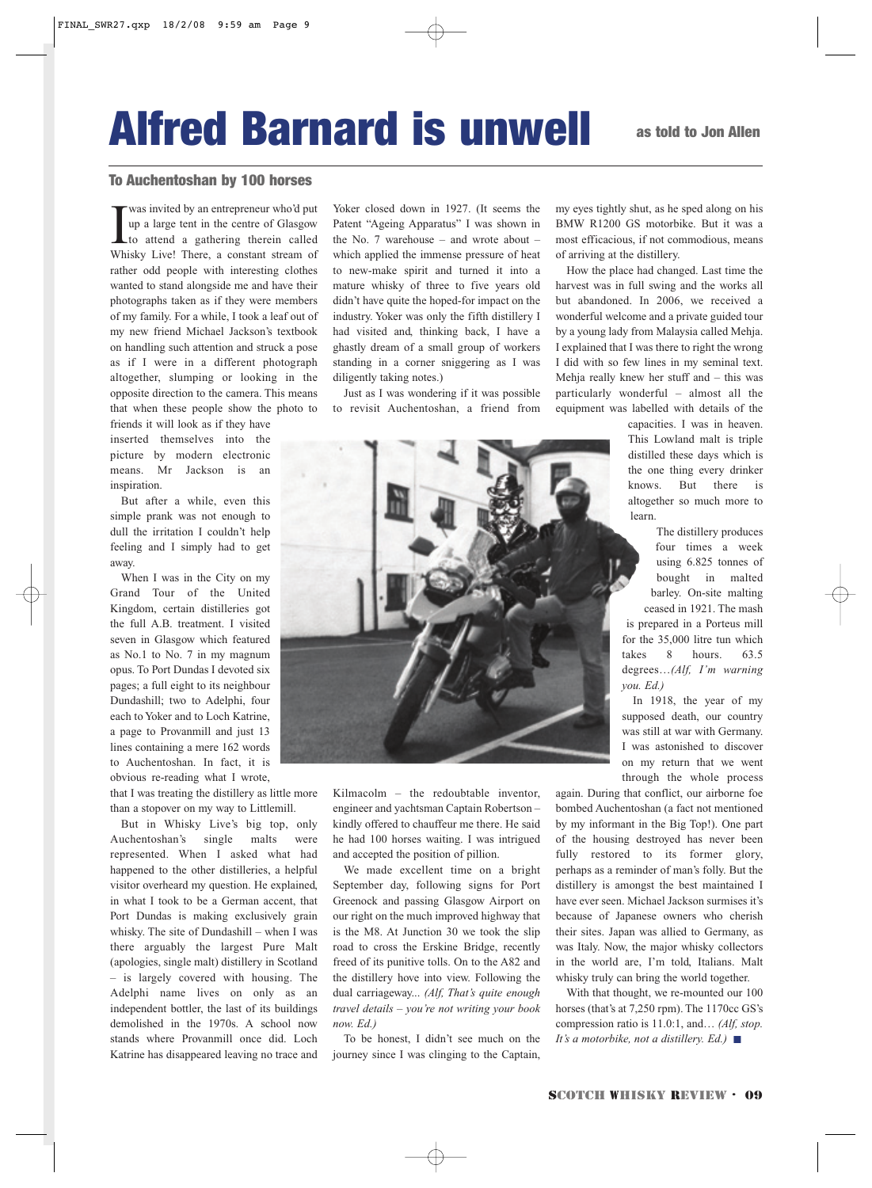# Alfred Barnard is unwell

as told to Jon Allen

## To Auchentoshan by 100 horses

I was invited by an entrepreneur who'd put up a large tent in the centre of Glasgow to attend a gathering therein called Whisky Live! There, a constant stream of rather odd people with interesting clothes wanted to stand alongside me and have their photographs taken as if they were members of my family. For a while, I took a leaf out of my new friend Michael Jackson's textbook on handling such attention and struck a pose as if I were in a different photograph altogether, slumping or looking in the opposite direction to the camera. This means that when these people show the photo to friends it will look as if they have inserted themselves into the picture by modern electronic means. Mr Jackson is an inspiration.

But after a while, even this simple prank was not enough to dull the irritation I couldn't help feeling and I simply had to get away.

When I was in the City on my Grand Tour of the United Kingdom, certain distilleries got the full A.B. treatment. I visited seven in Glasgow which featured as No.1 to No. 7 in my magnum opus. To Port Dundas I devoted six pages; a full eight to its neighbour Dundashill; two to Adelphi, four each to Yoker and to Loch Katrine, a page to Provanmill and just 13 lines containing a mere 162 words to Auchentoshan. In fact, it is obvious re-reading what I wrote, that I was treating the distillery as little more than a stopover on my way to Littlemill.

But in Whisky Live's big top, only Auchentoshan's single malts were represented. When I asked what had happened to the other distilleries, a helpful visitor overheard my question. He explained, in what I took to be a German accent, that Port Dundas is making exclusively grain whisky. The site of Dundashill – when I was there arguably the largest Pure Malt (apologies, single malt) distillery in Scotland – is largely covered with housing. The Adelphi name lives on only as an independent bottler, the last of its buildings demolished in the 1970s. A school now stands where Provanmill once did. Loch Katrine has disappeared leaving no trace and Yoker closed down in 1927. (It seems the Patent "Ageing Apparatus" I was shown in the No. 7 warehouse – and wrote about – which applied the immense pressure of heat to new-make spirit and turned it into a mature whisky of three to five years old didn't have quite the hoped-for impact on the industry. Yoker was only the fifth distillery I had visited and, thinking back, I have a ghastly dream of a small group of workers standing in a corner sniggering as I was diligently taking notes.)

Just as I was wondering if it was possible to revisit Auchentoshan, a friend from Kilmacolm – the redoubtable inventor, engineer and yachtsman Captain Robertson – kindly offered to chauffeur me there. He said he had 100 horses waiting. I was intrigued and accepted the position of pillion.

We made excellent time on a bright September day, following signs for Port Greenock and passing Glasgow Airport on our right on the much improved highway that is the M8. At Junction 30 we took the slip road to cross the Erskine Bridge, recently freed of its punitive tolls. On to the A82 and the distillery hove into view. Following the dual carriageway... *(Alf, That's quite enough travel details – you're not writing your book now. Ed.)*

To be honest, I didn't see much on the journey since I was clinging to the Captain, my eyes tightly shut, as he sped along on his BMW R1200 GS motorbike. But it was a most efficacious, if not commodious, means of arriving at the distillery.

How the place had changed. Last time the harvest was in full swing and the works all but abandoned. In 2006, we received a wonderful welcome and a private guided tour by a young lady from Malaysia called Mehja. I explained that I was there to right the wrong I did with so few lines in my seminal text. Mehja really knew her stuff and – this was particularly wonderful – almost all the equipment was labelled with details of the capacities. I was in heaven. This Lowland malt is triple distilled these days which is the one thing every drinker knows. But there is altogether so much more to learn.

The distillery produces four times a week using 6.825 tonnes of bought in malted barley. On-site malting ceased in 1921. The mash is prepared in a Porteus mill for the 35,000 litre tun which takes 8 hours. 63.5 degrees…*(Alf, I'm warning you. Ed.)*

In 1918, the year of my supposed death, our country was still at war with Germany. I was astonished to discover on my return that we went through the whole process again. During that conflict, our airborne foe bombed Auchentoshan (a fact not mentioned by my informant in the Big Top!). One part of the housing destroyed has never been fully restored to its former glory, perhaps as a reminder of man's folly. But the distillery is amongst the best maintained I have ever seen. Michael Jackson surmises it's because of Japanese owners who cherish their sites. Japan was allied to Germany, as was Italy. Now, the major whisky collectors in the world are, I'm told, Italians. Malt whisky truly can bring the world together.

With that thought, we re-mounted our 100 horses (that's at 7,250 rpm). The 1170cc GS's compression ratio is 11.0:1, and… *(Alf, stop. It's a motorbike, not a distillery. Ed.)* ■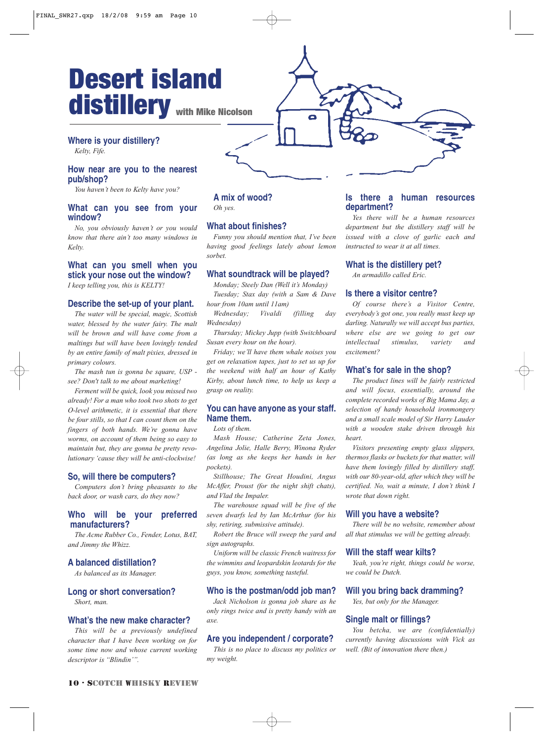# Desert island distillery

with Mike Nicolson

### Where is your distillery?

*Kelty, Fife.*

### How near are you to the nearest pub/shop?

*You haven't been to Kelty have you?*

### What can you see from your window?

*No, you obviously haven't or you would know that there ain't too many windows in Kelty.*

### What can you smell when you stick your nose out the window?

*I keep telling you, this is KELTY!*

### Describe the set-up of your plant.

*The water will be special, magic, Scottish water, blessed by the water fairy. The malt will be brown and will have come from a maltings but will have been lovingly tended by an entire family of malt pixies, dressed in primary colours.*

*The mash tun is gonna be square, USP - see? Don't talk to me about marketing!*

*Ferment will be quick, look you missed two already! For a man who took two shots to get O-level arithmetic, it is essential that there be four stills, so that I can count them on the fingers of both hands. We're gonna have worms, on account of them being so easy to maintain but, they are gonna be pretty revolutionary 'cause they will be anti-clockwise!*

### So, will there be computers?

*Computers don't bring pheasants to the back door, or wash cars, do they now?*

### Who will be your preferred manufacturers?

*The Acme Rubber Co., Fender, Lotus, BAT, and Jimmy the Whizz.*

### A balanced distillation?

*As balanced as its Manager.*

### Long or short conversation?

*Short, man.*

### What's the new make character?

*This will be a previously undefined character that I have been working on for some time now and whose current working descriptor is "Blindin'".*

### A mix of wood?

*Oh yes.*

### What about finishes?

*Funny you should mention that, I've been having good feelings lately about lemon sorbet.*

### What soundtrack will be played?

*Monday; Steely Dan (Well it's Monday)*

*Tuesday; Stax day (with a Sam & Dave hour from 10am until 11am)*

*Wednesday; Vivaldi (filling day Wednesday)*

*Thursday; Mickey Jupp (with Switchboard Susan every hour on the hour).*

*Friday; we'll have them whale noises you get on relaxation tapes, just to set us up for the weekend with half an hour of Kathy Kirby, about lunch time, to help us keep a grasp on reality.*

### You can have anyone as your staff. Name them.

*Lots of them.*

*Mash House; Catherine Zeta Jones, Angelina Jolie, Halle Berry, Winona Ryder (as long as she keeps her hands in her pockets).*

*Stillhouse; The Great Houdini, Angus McAffer, Proust (for the night shift chats), and Vlad the Impaler.*

*The warehouse squad will be five of the seven dwarfs led by Ian McArthur (for his shy, retiring, submissive attitude).*

*Robert the Bruce will sweep the yard and sign autographs.*

*Uniform will be classic French waitress for the wimmins and leopardskin leotards for the guys, you know, something tasteful.*

### Who is the postman/odd job man?

*Jack Nicholson is gonna job share as he only rings twice and is pretty handy with an axe.*

### Are you independent / corporate?

*This is no place to discuss my politics or my weight.*

### Is there a human resources department?

*Yes there will be a human resources department but the distillery staff will be issued with a clove of garlic each and instructed to wear it at all times.*

### What is the distillery pet?

*An armadillo called Eric.*

### Is there a visitor centre?

*Of course there's a Visitor Centre, everybody's got one, you really must keep up darling. Naturally we will accept bus parties, where else are we going to get our intellectual stimulus, variety and excitement?*

### What's for sale in the shop?

*The product lines will be fairly restricted and will focus, essentially, around the complete recorded works of Big Mama Jay, a selection of handy household ironmongery and a small scale model of Sir Harry Lauder with a wooden stake driven through his heart.*

*Visitors presenting empty glass slippers, thermos flasks or buckets for that matter, will have them lovingly filled by distillery staff, with our 80-year-old, after which they will be certified. No, wait a minute, I don't think I wrote that down right.*

### Will you have a website?

*There will be no website, remember about all that stimulus we will be getting already.*

### Will the staff wear kilts?

*Yeah, you're right, things could be worse, we could be Dutch.*

### Will you bring back dramming?

*Yes, but only for the Manager.*

### Single malt or fillings?

*You betcha, we are (confidentially) currently having discussions with Vick as well. (Bit of innovation there then.)*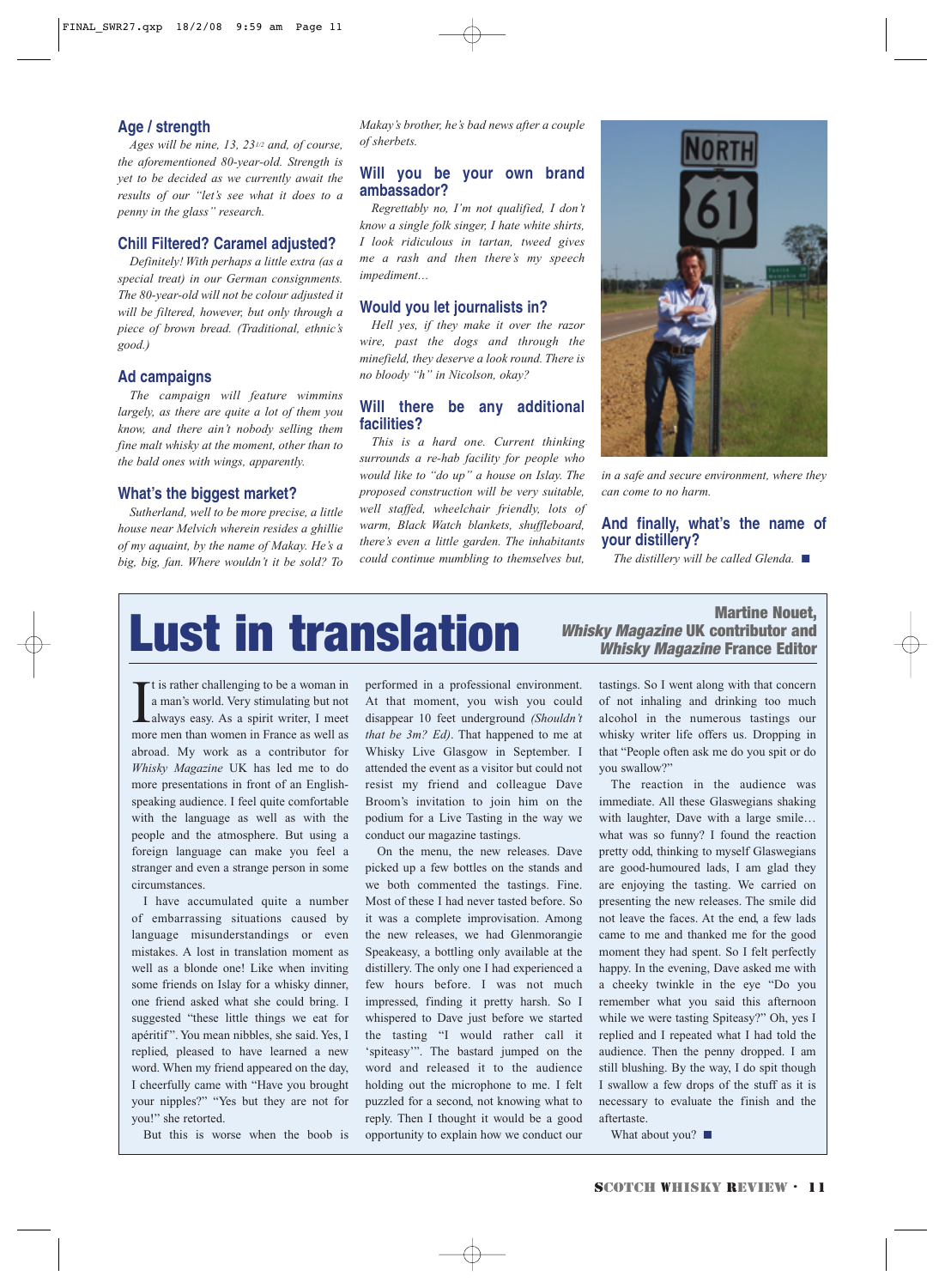## Age / strength

*Ages will be nine, 13, 23½ and, of course, the aforementioned 80-year-old. Strength is yet to be decided as we currently await the results of our "let's see what it does to a penny in the glass" research.*

## Chill Filtered? Caramel adjusted?

*Definitely! With perhaps a little extra (as a special treat) in our German consignments. The 80-year-old will not be colour adjusted it will be filtered, however, but only through a piece of brown bread. (Traditional, ethnic's good.)*

## Ad campaigns

*The campaign will feature wimmins largely, as there are quite a lot of them you know, and there ain't nobody selling them fine malt whisky at the moment, other than to the bald ones with wings, apparently.*

## What's the biggest market?

*Sutherland, well to be more precise, a little house near Melvich wherein resides a ghillie of my aquaint, by the name of Makay. He's a big, big, fan. Where wouldn't it be sold? To Makay's brother, he's bad news after a couple of sherbets.*

## Will you be your own brand ambassador?

*Regrettably no, I'm not qualified, I don't know a single folk singer, I hate white shirts, I look ridiculous in tartan, tweed gives me a rash and then there's my speech impediment…*

## Would you let journalists in?

*Hell yes, if they make it over the razor wire, past the dogs and through the minefield, they deserve a look round. There is no bloody "h" in Nicolson, okay?*

## Will there be any additional facilities?

*This is a hard one. Current thinking surrounds a re-hab facility for people who would like to "do up" a house on Islay. The proposed construction will be very suitable, well staffed, wheelchair friendly, lots of warm, Black Watch blankets, shuffleboard, there's even a little garden. The inhabitants could continue mumbling to themselves but, in a safe and secure environment, where they can come to no harm.*

## And finally, what's the name of your distillery?

*The distillery will be called Glenda.* ■

# Lust in translation

**Martine Nouet, *Whisky Magazine* UK contributor and *Whisky Magazine* France Editor**

It is rather challenging to be a woman in a man's world. Very stimulating but not always easy. As a spirit writer, I meet more men than women in France as well as abroad. My work as a contributor for *Whisky Magazine* UK has led me to do more presentations in front of an English-speaking audience. I feel quite comfortable with the language as well as with the people and the atmosphere. But using a foreign language can make you feel a stranger and even a strange person in some circumstances.

I have accumulated quite a number of embarrassing situations caused by language misunderstandings or even mistakes. A lost in translation moment as well as a blonde one! Like when inviting some friends on Islay for a whisky dinner, one friend asked what she could bring. I suggested "these little things we eat for apéritif". You mean nibbles, she said. Yes, I replied, pleased to have learned a new word. When my friend appeared on the day, I cheerfully came with "Have you brought your nipples?" "Yes but they are not for you!" she retorted.

But this is worse when the boob is performed in a professional environment. At that moment, you wish you could disappear 10 feet underground *(Shouldn't that be 3m? Ed)*. That happened to me at Whisky Live Glasgow in September. I attended the event as a visitor but could not resist my friend and colleague Dave Broom's invitation to join him on the podium for a Live Tasting in the way we conduct our magazine tastings.

On the menu, the new releases. Dave picked up a few bottles on the stands and we both commented the tastings. Fine. Most of these I had never tasted before. So it was a complete improvisation. Among the new releases, we had Glenmorangie Speakeasy, a bottling only available at the distillery. The only one I had experienced a few hours before. I was not much impressed, finding it pretty harsh. So I whispered to Dave just before we started the tasting "I would rather call it 'spiteasy'". The bastard jumped on the word and released it to the audience holding out the microphone to me. I felt puzzled for a second, not knowing what to reply. Then I thought it would be a good opportunity to explain how we conduct our tastings. So I went along with that concern of not inhaling and drinking too much alcohol in the numerous tastings our whisky writer life offers us. Dropping in that "People often ask me do you spit or do you swallow?"

The reaction in the audience was immediate. All these Glaswegians shaking with laughter, Dave with a large smile… what was so funny? I found the reaction pretty odd, thinking to myself Glaswegians are good-humoured lads, I am glad they are enjoying the tasting. We carried on presenting the new releases. The smile did not leave the faces. At the end, a few lads came to me and thanked me for the good moment they had spent. So I felt perfectly happy. In the evening, Dave asked me with a cheeky twinkle in the eye "Do you remember what you said this afternoon while we were tasting Spiteasy?" Oh, yes I replied and I repeated what I had told the audience. Then the penny dropped. I am still blushing. By the way, I do spit though I swallow a few drops of the stuff as it is necessary to evaluate the finish and the aftertaste.

What about you? ■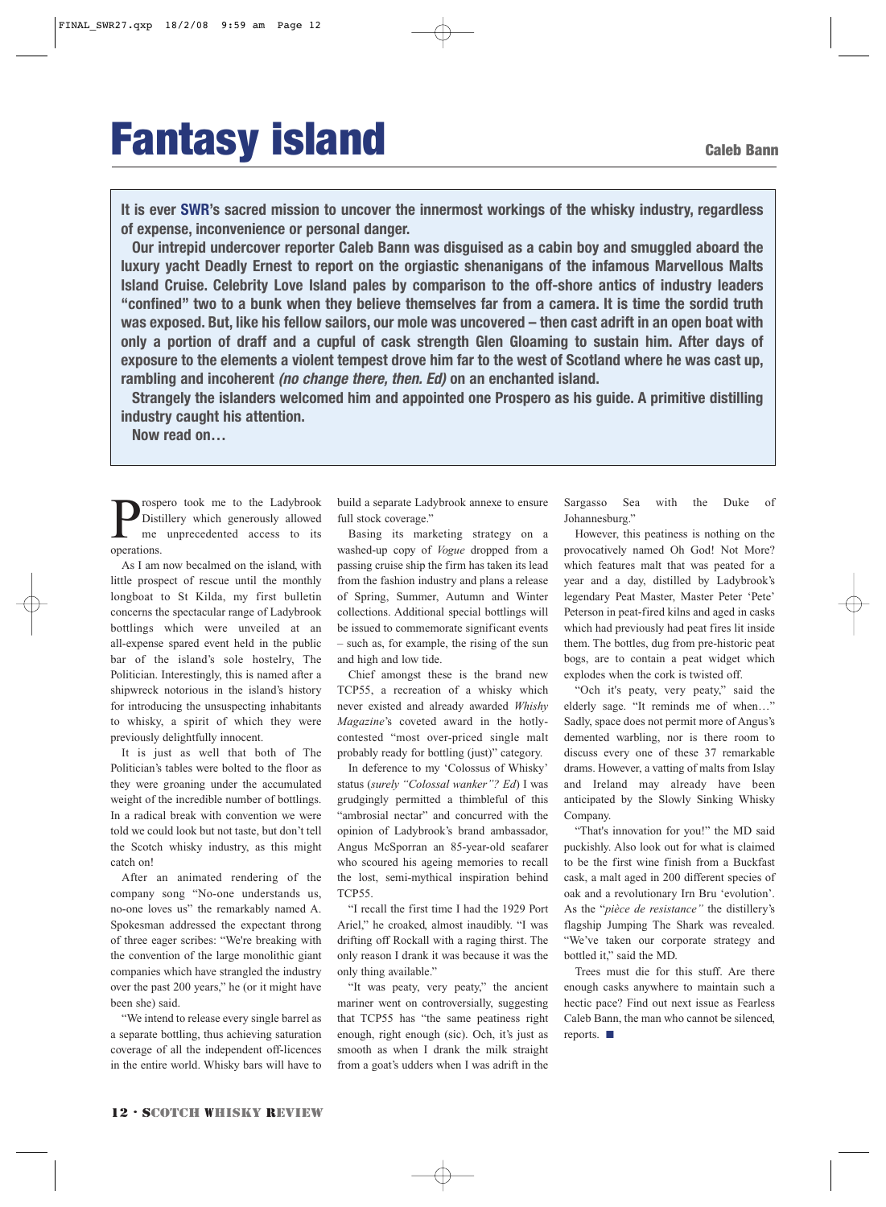# Fantasy island

**Caleb Bann**

**It is ever SWR's sacred mission to uncover the innermost workings of the whisky industry, regardless of expense, inconvenience or personal danger.**

**Our intrepid undercover reporter Caleb Bann was disguised as a cabin boy and smuggled aboard the luxury yacht Deadly Ernest to report on the orgiastic shenanigans of the infamous Marvellous Malts Island Cruise. Celebrity Love Island pales by comparison to the off-shore antics of industry leaders "confined" two to a bunk when they believe themselves far from a camera. It is time the sordid truth was exposed. But, like his fellow sailors, our mole was uncovered – then cast adrift in an open boat with only a portion of draff and a cupful of cask strength Glen Gloaming to sustain him. After days of exposure to the elements a violent tempest drove him far to the west of Scotland where he was cast up, rambling and incoherent *(no change there, then. Ed)* on an enchanted island.**

**Strangely the islanders welcomed him and appointed one Prospero as his guide. A primitive distilling industry caught his attention.**

**Now read on…**

Prospero took me to the Ladybrook Distillery which generously allowed me unprecedented access to its operations.

As I am now becalmed on the island, with little prospect of rescue until the monthly longboat to St Kilda, my first bulletin concerns the spectacular range of Ladybrook bottlings which were unveiled at an all-expense spared event held in the public bar of the island's sole hostelry, The Politician. Interestingly, this is named after a shipwreck notorious in the island's history for introducing the unsuspecting inhabitants to whisky, a spirit of which they were previously delightfully innocent.

It is just as well that both of The Politician's tables were bolted to the floor as they were groaning under the accumulated weight of the incredible number of bottlings. In a radical break with convention we were told we could look but not taste, but don't tell the Scotch whisky industry, as this might catch on!

After an animated rendering of the company song "No-one understands us, no-one loves us" the remarkably named A. Spokesman addressed the expectant throng of three eager scribes: "We're breaking with the convention of the large monolithic giant companies which have strangled the industry over the past 200 years," he (or it might have been she) said.

"We intend to release every single barrel as a separate bottling, thus achieving saturation coverage of all the independent off-licences in the entire world. Whisky bars will have to build a separate Ladybrook annexe to ensure full stock coverage."

Basing its marketing strategy on a washed-up copy of *Vogue* dropped from a passing cruise ship the firm has taken its lead from the fashion industry and plans a release of Spring, Summer, Autumn and Winter collections. Additional special bottlings will be issued to commemorate significant events – such as, for example, the rising of the sun and high and low tide.

Chief amongst these is the brand new TCP55, a recreation of a whisky which never existed and already awarded *Whisky Magazine*'s coveted award in the hotly-contested "most over-priced single malt probably ready for bottling (just)" category.

In deference to my 'Colossus of Whisky' status (*surely "Colossal wanker"? Ed*) I was grudgingly permitted a thimbleful of this "ambrosial nectar" and concurred with the opinion of Ladybrook's brand ambassador, Angus McSporran an 85-year-old seafarer who scoured his ageing memories to recall the lost, semi-mythical inspiration behind TCP55.

"I recall the first time I had the 1929 Port Ariel," he croaked, almost inaudibly. "I was drifting off Rockall with a raging thirst. The only reason I drank it was because it was the only thing available."

"It was peaty, very peaty," the ancient mariner went on controversially, suggesting that TCP55 has "the same peatiness right enough, right enough (sic). Och, it's just as smooth as when I drank the milk straight from a goat's udders when I was adrift in the Sargasso Sea with the Duke of Johannesburg."

However, this peatiness is nothing on the provocatively named Oh God! Not More? which features malt that was peated for a year and a day, distilled by Ladybrook's legendary Peat Master, Master Peter 'Pete' Peterson in peat-fired kilns and aged in casks which had previously had peat fires lit inside them. The bottles, dug from pre-historic peat bogs, are to contain a peat widget which explodes when the cork is twisted off.

"Och it's peaty, very peaty," said the elderly sage. "It reminds me of when…" Sadly, space does not permit more of Angus's demented warbling, nor is there room to discuss every one of these 37 remarkable drams. However, a vatting of malts from Islay and Ireland may already have been anticipated by the Slowly Sinking Whisky Company.

"That's innovation for you!" the MD said puckishly. Also look out for what is claimed to be the first wine finish from a Buckfast cask, a malt aged in 200 different species of oak and a revolutionary Irn Bru 'evolution'. As the "*pièce de resistance"* the distillery's flagship Jumping The Shark was revealed. "We've taken our corporate strategy and bottled it," said the MD.

Trees must die for this stuff. Are there enough casks anywhere to maintain such a hectic pace? Find out next issue as Fearless Caleb Bann, the man who cannot be silenced, reports. ■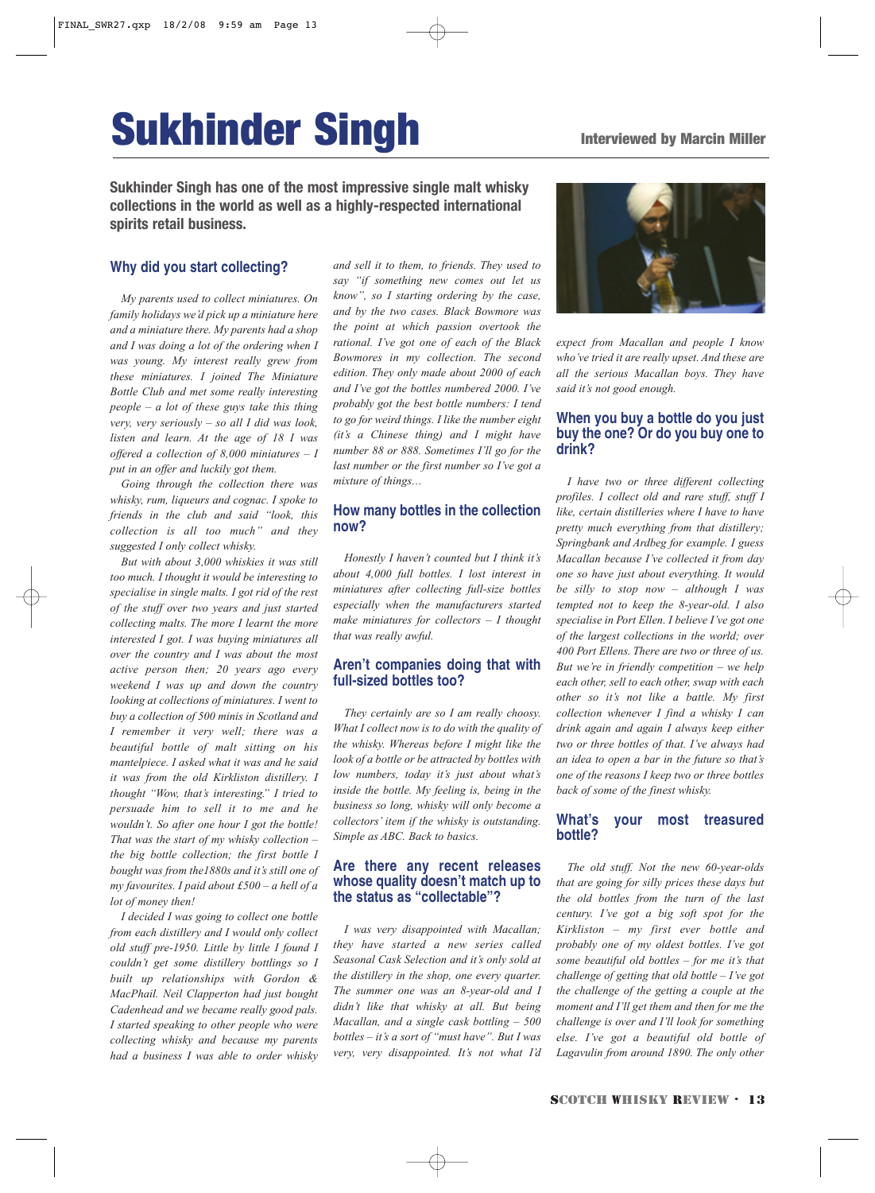# Sukhinder Singh

**Interviewed by Marcin Miller**

**Sukhinder Singh has one of the most impressive single malt whisky collections in the world as well as a highly-respected international spirits retail business.**

## Why did you start collecting?

*My parents used to collect miniatures. On family holidays we'd pick up a miniature here and a miniature there. My parents had a shop and I was doing a lot of the ordering when I was young. My interest really grew from these miniatures. I joined The Miniature Bottle Club and met some really interesting people – a lot of these guys take this thing very, very seriously – so all I did was look, listen and learn. At the age of 18 I was offered a collection of 8,000 miniatures – I put in an offer and luckily got them.*

*Going through the collection there was whisky, rum, liqueurs and cognac. I spoke to friends in the club and said "look, this collection is all too much" and they suggested I only collect whisky.*

*But with about 3,000 whiskies it was still too much. I thought it would be interesting to specialise in single malts. I got rid of the rest of the stuff over two years and just started collecting malts. The more I learnt the more interested I got. I was buying miniatures all over the country and I was about the most active person then; 20 years ago every weekend I was up and down the country looking at collections of miniatures. I went to buy a collection of 500 minis in Scotland and I remember it very well; there was a beautiful bottle of malt sitting on his mantelpiece. I asked what it was and he said it was from the old Kirkliston distillery. I thought "Wow, that's interesting." I tried to persuade him to sell it to me and he wouldn't. So after one hour I got the bottle! That was the start of my whisky collection – the big bottle collection; the first bottle I bought was from the1880s and it's still one of my favourites. I paid about £500 – a hell of a lot of money then!*

*I decided I was going to collect one bottle from each distillery and I would only collect old stuff pre-1950. Little by little I found I couldn't get some distillery bottlings so I built up relationships with Gordon & MacPhail. Neil Clapperton had just bought Cadenhead and we became really good pals. I started speaking to other people who were collecting whisky and because my parents had a business I was able to order whisky and sell it to them, to friends. They used to say "if something new comes out let us know", so I starting ordering by the case, and by the two cases. Black Bowmore was the point at which passion overtook the rational. I've got one of each of the Black Bowmores in my collection. The second edition. They only made about 2000 of each and I've got the bottles numbered 2000. I've probably got the best bottle numbers: I tend to go for weird things. I like the number eight (it's a Chinese thing) and I might have number 88 or 888. Sometimes I'll go for the last number or the first number so I've got a mixture of things…*

## How many bottles in the collection now?

*Honestly I haven't counted but I think it's about 4,000 full bottles. I lost interest in miniatures after collecting full-size bottles especially when the manufacturers started make miniatures for collectors – I thought that was really awful.*

## Aren't companies doing that with full-sized bottles too?

*They certainly are so I am really choosy. What I collect now is to do with the quality of the whisky. Whereas before I might like the look of a bottle or be attracted by bottles with low numbers, today it's just about what's inside the bottle. My feeling is, being in the business so long, whisky will only become a collectors' item if the whisky is outstanding. Simple as ABC. Back to basics.*

## Are there any recent releases whose quality doesn't match up to the status as "collectable"?

*I was very disappointed with Macallan; they have started a new series called Seasonal Cask Selection and it's only sold at the distillery in the shop, one every quarter. The summer one was an 8-year-old and I didn't like that whisky at all. But being Macallan, and a single cask bottling – 500 bottles – it's a sort of "must have". But I was very, very disappointed. It's not what I'd expect from Macallan and people I know who've tried it are really upset. And these are all the serious Macallan boys. They have said it's not good enough.*

## When you buy a bottle do you just buy the one? Or do you buy one to drink?

*I have two or three different collecting profiles. I collect old and rare stuff, stuff I like, certain distilleries where I have to have pretty much everything from that distillery; Springbank and Ardbeg for example. I guess Macallan because I've collected it from day one so have just about everything. It would be silly to stop now – although I was tempted not to keep the 8-year-old. I also specialise in Port Ellen. I believe I've got one of the largest collections in the world; over 400 Port Ellens. There are two or three of us. But we're in friendly competition – we help each other, sell to each other, swap with each other so it's not like a battle. My first collection whenever I find a whisky I can drink again and again I always keep either two or three bottles of that. I've always had an idea to open a bar in the future so that's one of the reasons I keep two or three bottles back of some of the finest whisky.*

## What's your most treasured bottle?

*The old stuff. Not the new 60-year-olds that are going for silly prices these days but the old bottles from the turn of the last century. I've got a big soft spot for the Kirkliston – my first ever bottle and probably one of my oldest bottles. I've got some beautiful old bottles – for me it's that challenge of getting that old bottle – I've got the challenge of the getting a couple at the moment and I'll get them and then for me the challenge is over and I'll look for something else. I've got a beautiful old bottle of Lagavulin from around 1890. The only other*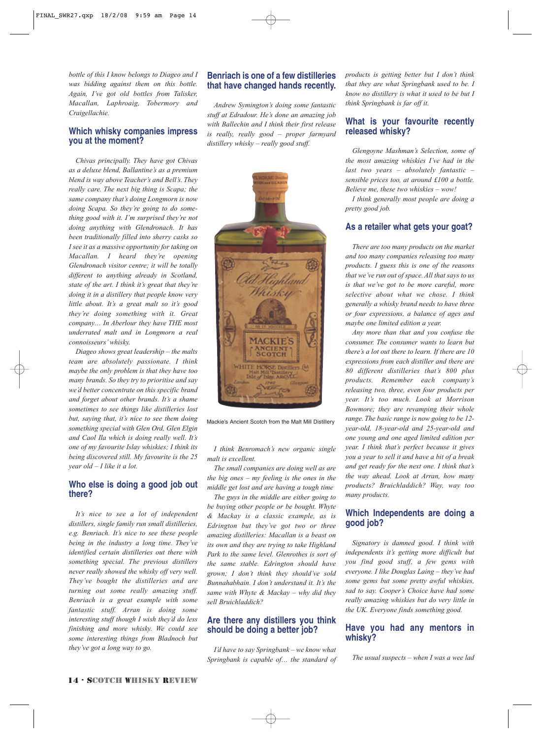*bottle of this I know belongs to Diageo and I was bidding against them on this bottle. Again, I've got old bottles from Talisker, Macallan, Laphroaig, Tobermory and Craigellachie.*

## Which whisky companies impress you at the moment?

*Chivas principally. They have got Chivas as a deluxe blend, Ballantine's as a premium blend is way above Teacher's and Bell's. They really care. The next big thing is Scapa; the same company that's doing Longmorn is now doing Scapa. So they're going to do something good with it. I'm surprised they're not doing anything with Glendronach. It has been traditionally filled into sherry casks so I see it as a massive opportunity for taking on Macallan. I heard they're opening Glendronach visitor centre; it will be totally different to anything already in Scotland, state of the art. I think it's great that they're doing it in a distillery that people know very little about. It's a great malt so it's good they're doing something with it. Great company… In Aberlour they have THE most underrated malt and in Longmorn a real connoisseurs' whisky.*

*Diageo shows great leadership – the malts team are absolutely passionate. I think maybe the only problem is that they have too many brands. So they try to prioritise and say we'd better concentrate on this specific brand and forget about other brands. It's a shame sometimes to see things like distilleries lost but, saying that, it's nice to see them doing something special with Glen Ord, Glen Elgin and Caol Ila which is doing really well. It's one of my favourite Islay whiskies; I think its being discovered still. My favourite is the 25 year old – I like it a lot.*

## Who else is doing a good job out there?

*It's nice to see a lot of independent distillers, single family run small distilleries, e.g. Benriach. It's nice to see these people being in the industry a long time. They've identified certain distilleries out there with something special. The previous distillers never really showed the whisky off very well. They've bought the distilleries and are turning out some really amazing stuff. Benriach is a great example with some fantastic stuff. Arran is doing some interesting stuff though I wish they'd do less finishing and more whisky. We could see some interesting things from Bladnoch but they've got a long way to go.*

## Benriach is one of a few distilleries that have changed hands recently.

*Andrew Symington's doing some fantastic stuff at Edradour. He's done an amazing job with Ballechin and I think their first release is really, really good – proper farmyard distillery whisky – really good stuff.*

Mackie's Ancient Scotch from the Malt Mill Distillery

*I think Benromach's new organic single malt is excellent.*

*The small companies are doing well as are the big ones – my feeling is the ones in the middle get lost and are having a tough time.*

*The guys in the middle are either going to be buying other people or be bought. Whyte & Mackay is a classic example, as is Edrington but they've got two or three amazing distilleries: Macallan is a beast on its own and they are trying to take Highland Park to the same level. Glenrothes is sort of the same stable. Edrington should have grown; I don't think they should've sold Bunnahabhain. I don't understand it. It's the same with Whyte & Mackay – why did they sell Bruichladdich?*

## Are there any distillers you think should be doing a better job?

*I'd have to say Springbank – we know what Springbank is capable of… the standard of products is getting better but I don't think that they are what Springbank used to be. I know no distillery is what it used to be but I think Springbank is far off it.*

## What is your favourite recently released whisky?

*Glengoyne Mashman's Selection, some of the most amazing whiskies I've had in the last two years – absolutely fantastic – sensible prices too, at around £100 a bottle. Believe me, these two whiskies – wow!*

*I think generally most people are doing a pretty good job.*

## As a retailer what gets your goat?

*There are too many products on the market and too many companies releasing too many products. I guess this is one of the reasons that we've run out of space. All that says to us is that we've got to be more careful, more selective about what we chose. I think generally a whisky brand needs to have three or four expressions, a balance of ages and maybe one limited edition a year.*

*Any more than that and you confuse the consumer. The consumer wants to learn but there's a lot out there to learn. If there are 10 expressions from each distiller and there are 80 different distilleries that's 800 plus products. Remember each company's releasing two, three, even four products per year. It's too much. Look at Morrison Bowmore; they are revamping their whole range. The basic range is now going to be 12-year-old, 18-year-old and 25-year-old and one young and one aged limited edition per year. I think that's perfect because it gives you a year to sell it and have a bit of a break and get ready for the next one. I think that's the way ahead. Look at Arran, how many products? Bruichladdich? Way, way too many products.*

## Which Independents are doing a good job?

*Signatory is damned good. I think with independents it's getting more difficult but you find good stuff, a few gems with everyone. I like Douglas Laing – they've had some gems but some pretty awful whiskies, sad to say. Cooper's Choice have had some really amazing whiskies but do very little in the UK. Everyone finds something good.*

## Have you had any mentors in whisky?

*The usual suspects – when I was a wee lad*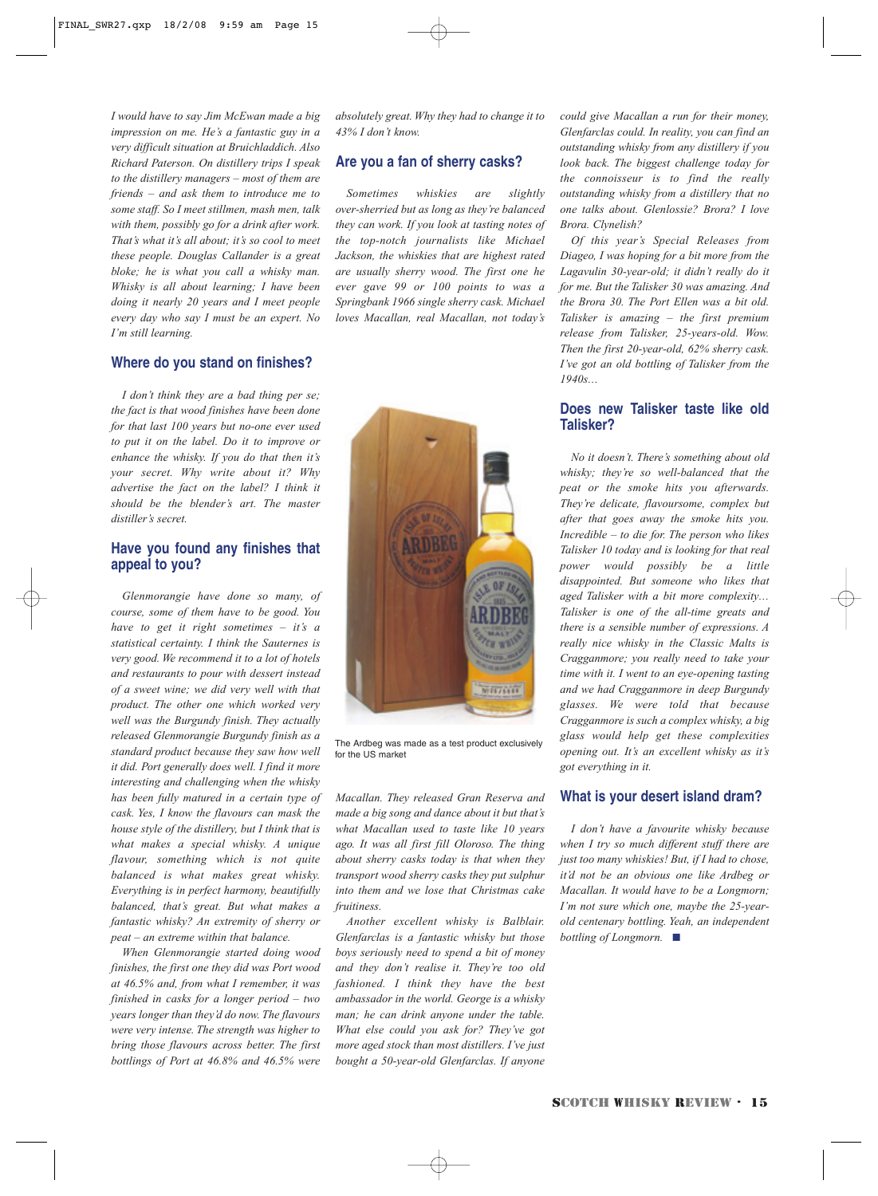*I would have to say Jim McEwan made a big impression on me. He's a fantastic guy in a very difficult situation at Bruichladdich. Also Richard Paterson. On distillery trips I speak to the distillery managers – most of them are friends – and ask them to introduce me to some staff. So I meet stillmen, mash men, talk with them, possibly go for a drink after work. That's what it's all about; it's so cool to meet these people. Douglas Callander is a great bloke; he is what you call a whisky man. Whisky is all about learning; I have been doing it nearly 20 years and I meet people every day who say I must be an expert. No I'm still learning.*

## Where do you stand on finishes?

*I don't think they are a bad thing per se; the fact is that wood finishes have been done for that last 100 years but no-one ever used to put it on the label. Do it to improve or enhance the whisky. If you do that then it's your secret. Why write about it? Why advertise the fact on the label? I think it should be the blender's art. The master distiller's secret.*

## Have you found any finishes that appeal to you?

*Glenmorangie have done so many, of course, some of them have to be good. You have to get it right sometimes – it's a statistical certainty. I think the Sauternes is very good. We recommend it to a lot of hotels and restaurants to pour with dessert instead of a sweet wine; we did very well with that product. The other one which worked very well was the Burgundy finish. They actually released Glenmorangie Burgundy finish as a standard product because they saw how well it did. Port generally does well. I find it more interesting and challenging when the whisky has been fully matured in a certain type of cask. Yes, I know the flavours can mask the house style of the distillery, but I think that is what makes a special whisky. A unique flavour, something which is not quite balanced is what makes great whisky. Everything is in perfect harmony, beautifully balanced, that's great. But what makes a fantastic whisky? An extremity of sherry or peat – an extreme within that balance.*

*When Glenmorangie started doing wood finishes, the first one they did was Port wood at 46.5% and, from what I remember, it was finished in casks for a longer period – two years longer than they'd do now. The flavours were very intense. The strength was higher to bring those flavours across better. The first bottlings of Port at 46.8% and 46.5% were absolutely great. Why they had to change it to 43% I don't know.*

## Are you a fan of sherry casks?

*Sometimes whiskies are slightly over-sherried but as long as they're balanced they can work. If you look at tasting notes of the top-notch journalists like Michael Jackson, the whiskies that are highest rated are usually sherry wood. The first one he ever gave 99 or 100 points to was a Springbank 1966 single sherry cask. Michael loves Macallan, real Macallan, not today's Macallan. They released Gran Reserva and made a big song and dance about it but that's what Macallan used to taste like 10 years ago. It was all first fill Oloroso. The thing about sherry casks today is that when they transport wood sherry casks they put sulphur into them and we lose that Christmas cake fruitiness.*

*Another excellent whisky is Balblair. Glenfarclas is a fantastic whisky but those boys seriously need to spend a bit of money and they don't realise it. They're too old fashioned. I think they have the best ambassador in the world. George is a whisky man; he can drink anyone under the table. What else could you ask for? They've got more aged stock than most distillers. I've just bought a 50-year-old Glenfarclas. If anyone could give Macallan a run for their money, Glenfarclas could. In reality, you can find an outstanding whisky from any distillery if you look back. The biggest challenge today for the connoisseur is to find the really outstanding whisky from a distillery that no one talks about. Glenlossie? Brora? I love Brora. Clynelish?*

*Of this year's Special Releases from Diageo, I was hoping for a bit more from the Lagavulin 30-year-old; it didn't really do it for me. But the Talisker 30 was amazing. And the Brora 30. The Port Ellen was a bit old. Talisker is amazing – the first premium release from Talisker, 25-years-old. Wow. Then the first 20-year-old, 62% sherry cask. I've got an old bottling of Talisker from the 1940s…*

The Ardbeg was made as a test product exclusively for the US market

## Does new Talisker taste like old Talisker?

*No it doesn't. There's something about old whisky; they're so well-balanced that the peat or the smoke hits you afterwards. They're delicate, flavoursome, complex but after that goes away the smoke hits you. Incredible – to die for. The person who likes Talisker 10 today and is looking for that real power would possibly be a little disappointed. But someone who likes that aged Talisker with a bit more complexity… Talisker is one of the all-time greats and there is a sensible number of expressions. A really nice whisky in the Classic Malts is Cragganmore; you really need to take your time with it. I went to an eye-opening tasting and we had Cragganmore in deep Burgundy glasses. We were told that because Cragganmore is such a complex whisky, a big glass would help get these complexities opening out. It's an excellent whisky as it's got everything in it.*

## What is your desert island dram?

*I don't have a favourite whisky because when I try so much different stuff there are just too many whiskies! But, if I had to chose, it'd not be an obvious one like Ardbeg or Macallan. It would have to be a Longmorn; I'm not sure which one, maybe the 25-year-old centenary bottling. Yeah, an independent bottling of Longmorn.* ■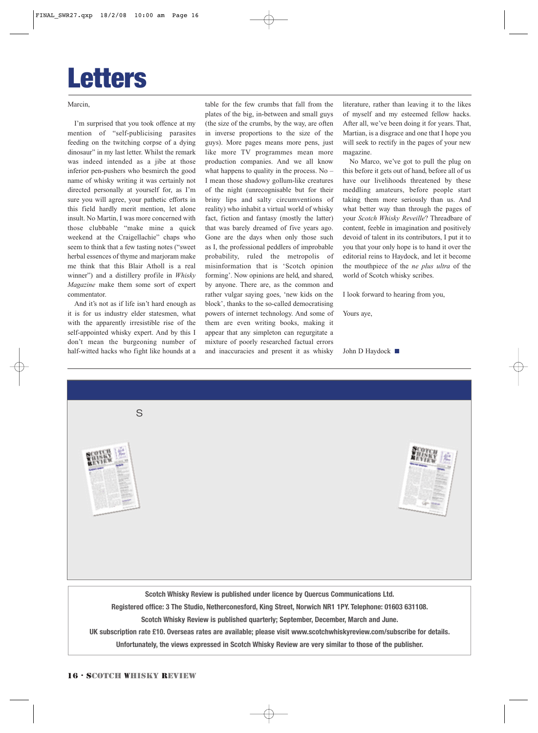# Letters

Marcin,

I'm surprised that you took offence at my mention of "self-publicising parasites feeding on the twitching corpse of a dying dinosaur" in my last letter. Whilst the remark was indeed intended as a jibe at those inferior pen-pushers who besmirch the good name of whisky writing it was certainly not directed personally at yourself for, as I'm sure you will agree, your pathetic efforts in this field hardly merit mention, let alone insult. No Martin, I was more concerned with those clubbable "make mine a quick weekend at the Craigellachie" chaps who seem to think that a few tasting notes ("sweet herbal essences of thyme and marjoram make me think that this Blair Atholl is a real winner") and a distillery profile in *Whisky Magazine* make them some sort of expert commentator.

And it's not as if life isn't hard enough as it is for us industry elder statesmen, what with the apparently irresistible rise of the self-appointed whisky expert. And by this I don't mean the burgeoning number of half-witted hacks who fight like hounds at a table for the few crumbs that fall from the plates of the big, in-between and small guys (the size of the crumbs, by the way, are often in inverse proportions to the size of the guys). More pages means more pens, just like more TV programmes mean more production companies. And we all know what happens to quality in the process. No – I mean those shadowy gollum-like creatures of the night (unrecognisable but for their briny lips and salty circumventions of reality) who inhabit a virtual world of whisky fact, fiction and fantasy (mostly the latter) that was barely dreamed of five years ago. Gone are the days when only those such as I, the professional peddlers of improbable probability, ruled the metropolis of misinformation that is 'Scotch opinion forming'. Now opinions are held, and shared, by anyone. There are, as the common and rather vulgar saying goes, 'new kids on the block', thanks to the so-called democratising powers of internet technology. And some of them are even writing books, making it appear that any simpleton can regurgitate a mixture of poorly researched factual errors and inaccuracies and present it as whisky literature, rather than leaving it to the likes of myself and my esteemed fellow hacks. After all, we've been doing it for years. That, Martian, is a disgrace and one that I hope you will seek to rectify in the pages of your new magazine.

No Marco, we've got to pull the plug on this before it gets out of hand, before all of us have our livelihoods threatened by these meddling amateurs, before people start taking them more seriously than us. And what better way than through the pages of your *Scotch Whisky Reveille*? Threadbare of content, feeble in imagination and positively devoid of talent in its contributors, I put it to you that your only hope is to hand it over the editorial reins to Haydock, and let it become the mouthpiece of the *ne plus ultra* of the world of Scotch whisky scribes.

I look forward to hearing from you,

Yours aye,

John D Haydock

S

**Scotch Whisky Review is published under licence by Quercus Communications Ltd.**

**Registered office: 3 The Studio, Netherconesford, King Street, Norwich NR1 1PY. Telephone: 01603 631108.**

**Scotch Whisky Review is published quarterly; September, December, March and June.**

**UK subscription rate £10. Overseas rates are available; please visit www.scotchwhiskyreview.com/subscribe for details.**

**Unfortunately, the views expressed in Scotch Whisky Review are very similar to those of the publisher.**